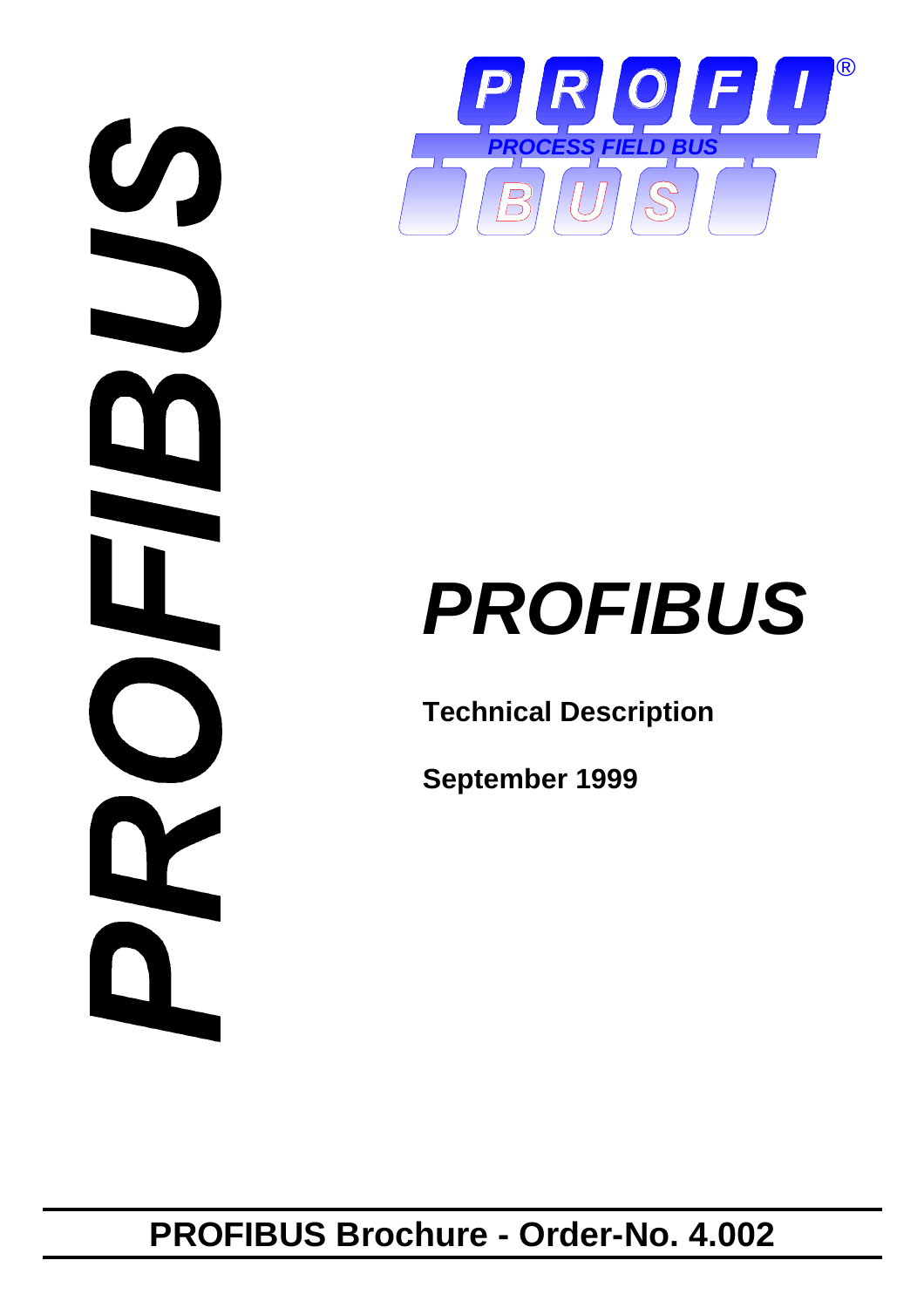PROFIBUS

PROFI
PROCESS FIELD BUS
BUS

# *PROFIBUS*

**Technical Description**

**September 1999**

**PROFIBUS Brochure - Order-No. 4.002**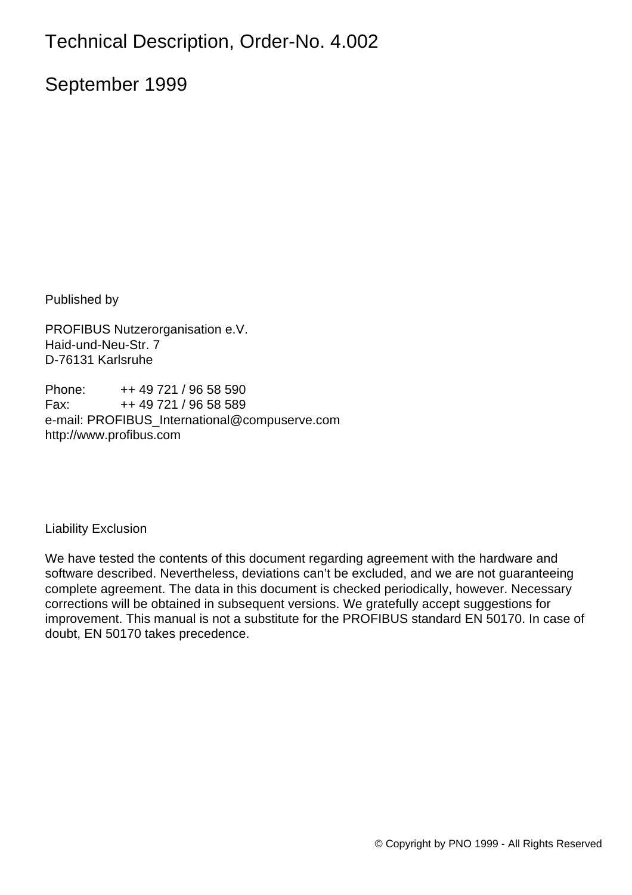Technical Description, Order-No. 4.002

September 1999

Published by

PROFIBUS Nutzerorganisation e.V.
Haid-und-Neu-Str. 7
D-76131 Karlsruhe

Phone: ++ 49 721 / 96 58 590
Fax: ++ 49 721 / 96 58 589
e-mail: PROFIBUS_International@compuserve.com
http://www.profibus.com

Liability Exclusion

We have tested the contents of this document regarding agreement with the hardware and software described. Nevertheless, deviations can't be excluded, and we are not guaranteeing complete agreement. The data in this document is checked periodically, however. Necessary corrections will be obtained in subsequent versions. We gratefully accept suggestions for improvement. This manual is not a substitute for the PROFIBUS standard EN 50170. In case of doubt, EN 50170 takes precedence.

© Copyright by PNO 1999 - All Rights Reserved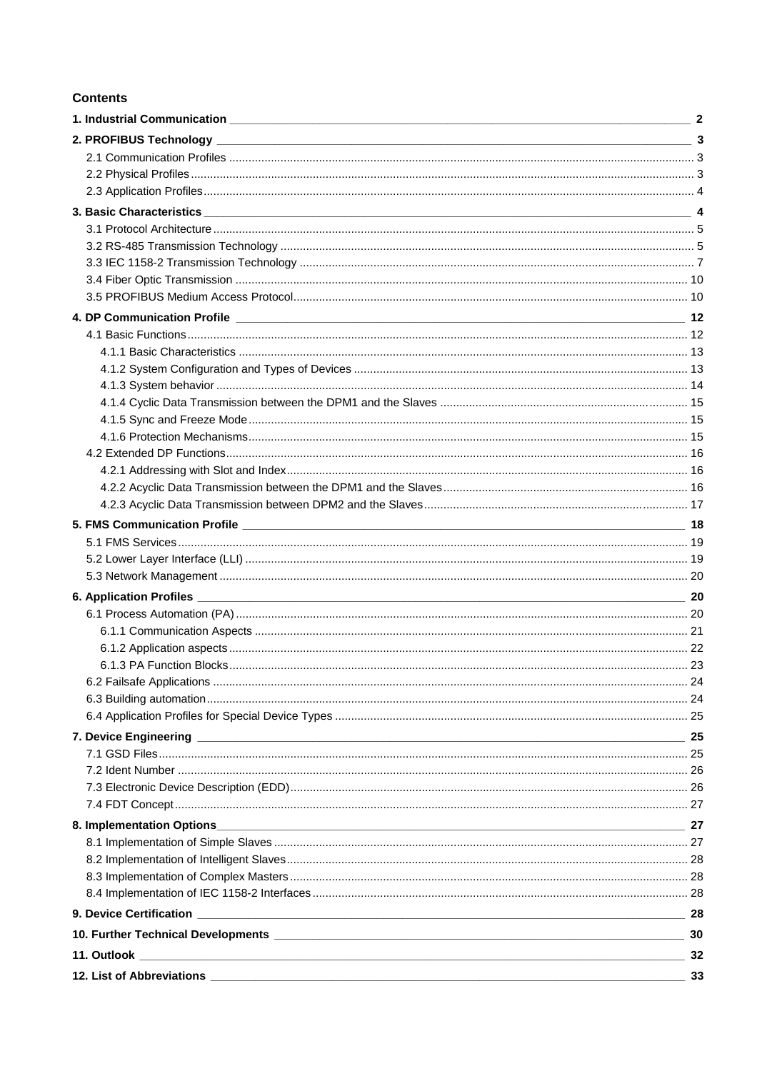**Contents**

**1. Industrial Communication** 2

**2. PROFIBUS Technology** 3

2.1 Communication Profiles 3

2.2 Physical Profiles 3

2.3 Application Profiles 4

**3. Basic Characteristics** 4

3.1 Protocol Architecture 5

3.2 RS-485 Transmission Technology 5

3.3 IEC 1158-2 Transmission Technology 7

3.4 Fiber Optic Transmission 10

3.5 PROFIBUS Medium Access Protocol 10

**4. DP Communication Profile** 12

4.1 Basic Functions 12

4.1.1 Basic Characteristics 13

4.1.2 System Configuration and Types of Devices 13

4.1.3 System behavior 14

4.1.4 Cyclic Data Transmission between the DPM1 and the Slaves 15

4.1.5 Sync and Freeze Mode 15

4.1.6 Protection Mechanisms 15

4.2 Extended DP Functions 16

4.2.1 Addressing with Slot and Index 16

4.2.2 Acyclic Data Transmission between the DPM1 and the Slaves 16

4.2.3 Acyclic Data Transmission between DPM2 and the Slaves 17

**5. FMS Communication Profile** 18

5.1 FMS Services 19

5.2 Lower Layer Interface (LLI) 19

5.3 Network Management 20

**6. Application Profiles** 20

6.1 Process Automation (PA) 20

6.1.1 Communication Aspects 21

6.1.2 Application aspects 22

6.1.3 PA Function Blocks 23

6.2 Failsafe Applications 24

6.3 Building automation 24

6.4 Application Profiles for Special Device Types 25

**7. Device Engineering** 25

7.1 GSD Files 25

7.2 Ident Number 26

7.3 Electronic Device Description (EDD) 26

7.4 FDT Concept 27

**8. Implementation Options** 27

8.1 Implementation of Simple Slaves 27

8.2 Implementation of Intelligent Slaves 28

8.3 Implementation of Complex Masters 28

8.4 Implementation of IEC 1158-2 Interfaces 28

**9. Device Certification** 28

**10. Further Technical Developments** 30

**11. Outlook** 32

**12. List of Abbreviations** 33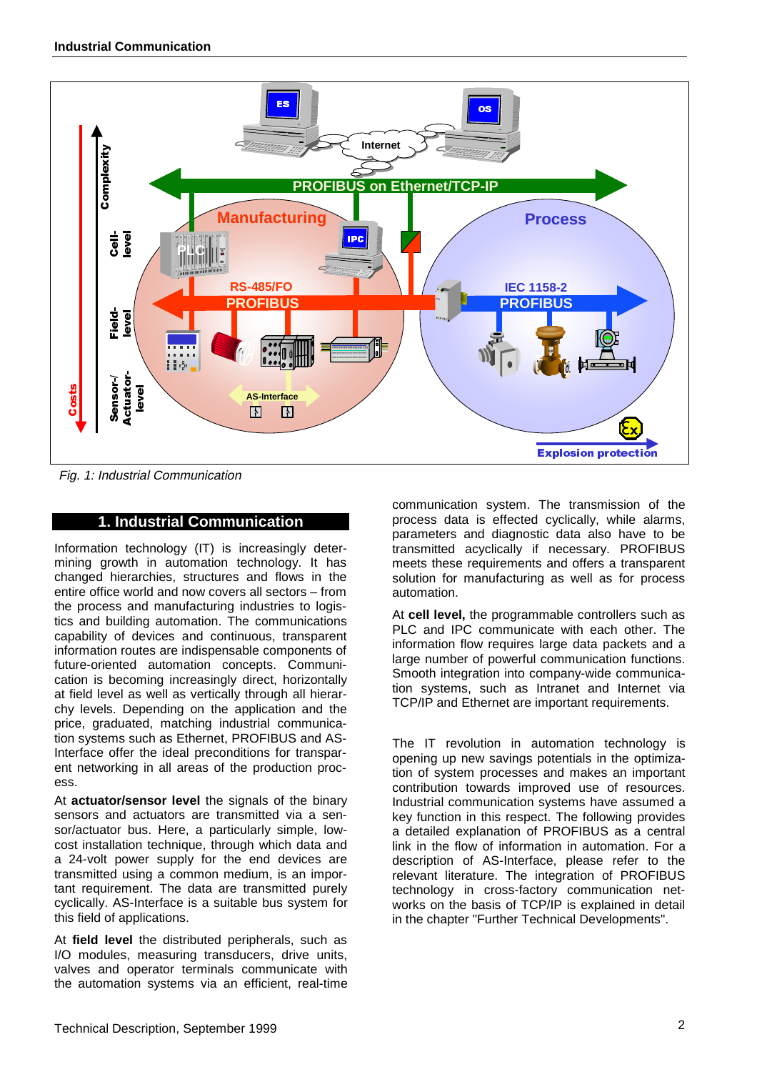*Fig. 1: Industrial Communication*

## 1. Industrial Communication

Information technology (IT) is increasingly determining growth in automation technology. It has changed hierarchies, structures and flows in the entire office world and now covers all sectors – from the process and manufacturing industries to logistics and building automation. The communications capability of devices and continuous, transparent information routes are indispensable components of future-oriented automation concepts. Communication is becoming increasingly direct, horizontally at field level as well as vertically through all hierarchy levels. Depending on the application and the price, graduated, matching industrial communication systems such as Ethernet, PROFIBUS and AS-Interface offer the ideal preconditions for transparent networking in all areas of the production process.

At **actuator/sensor level** the signals of the binary sensors and actuators are transmitted via a sensor/actuator bus. Here, a particularly simple, low-cost installation technique, through which data and a 24-volt power supply for the end devices are transmitted using a common medium, is an important requirement. The data are transmitted purely cyclically. AS-Interface is a suitable bus system for this field of applications.

At **field level** the distributed peripherals, such as I/O modules, measuring transducers, drive units, valves and operator terminals communicate with the automation systems via an efficient, real-time communication system. The transmission of the process data is effected cyclically, while alarms, parameters and diagnostic data also have to be transmitted acyclically if necessary. PROFIBUS meets these requirements and offers a transparent solution for manufacturing as well as for process automation.

At **cell level,** the programmable controllers such as PLC and IPC communicate with each other. The information flow requires large data packets and a large number of powerful communication functions. Smooth integration into company-wide communication systems, such as Intranet and Internet via TCP/IP and Ethernet are important requirements.

The IT revolution in automation technology is opening up new savings potentials in the optimization of system processes and makes an important contribution towards improved use of resources. Industrial communication systems have assumed a key function in this respect. The following provides a detailed explanation of PROFIBUS as a central link in the flow of information in automation. For a description of AS-Interface, please refer to the relevant literature. The integration of PROFIBUS technology in cross-factory communication networks on the basis of TCP/IP is explained in detail in the chapter "Further Technical Developments".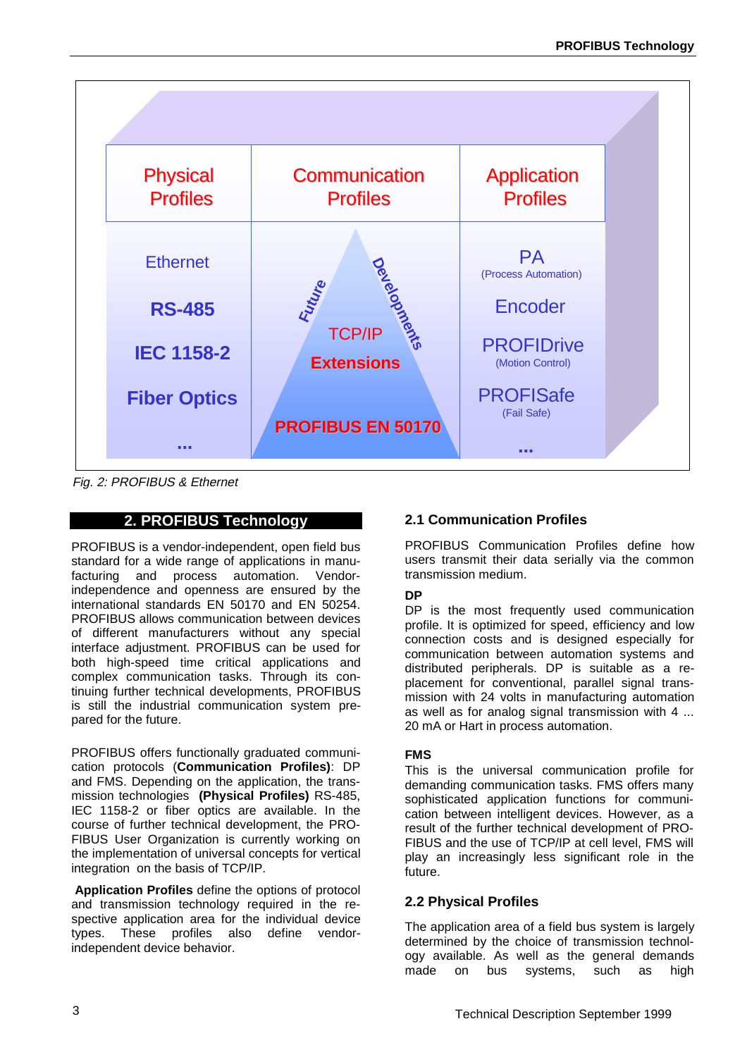Physical Profiles

Communication Profiles

Application Profiles

Ethernet

RS-485

IEC 1158-2

Fiber Optics

...

Future Developments

TCP/IP

Extensions

PROFIBUS EN 50170

PA
(Process Automation)

Encoder

PROFIDrive
(Motion Control)

PROFISafe
(Fail Safe)

...

*Fig. 2: PROFIBUS & Ethernet*

## 2. PROFIBUS Technology

PROFIBUS is a vendor-independent, open field bus standard for a wide range of applications in manufacturing and process automation. Vendor-independence and openness are ensured by the international standards EN 50170 and EN 50254. PROFIBUS allows communication between devices of different manufacturers without any special interface adjustment. PROFIBUS can be used for both high-speed time critical applications and complex communication tasks. Through its continuing further technical developments, PROFIBUS is still the industrial communication system prepared for the future.

PROFIBUS offers functionally graduated communication protocols (**Communication Profiles**): DP and FMS. Depending on the application, the transmission technologies **(Physical Profiles)** RS-485, IEC 1158-2 or fiber optics are available. In the course of further technical development, the PROFIBUS User Organization is currently working on the implementation of universal concepts for vertical integration on the basis of TCP/IP.

**Application Profiles** define the options of protocol and transmission technology required in the respective application area for the individual device types. These profiles also define vendor-independent device behavior.

### 2.1 Communication Profiles

PROFIBUS Communication Profiles define how users transmit their data serially via the common transmission medium.

**DP**

DP is the most frequently used communication profile. It is optimized for speed, efficiency and low connection costs and is designed especially for communication between automation systems and distributed peripherals. DP is suitable as a replacement for conventional, parallel signal transmission with 24 volts in manufacturing automation as well as for analog signal transmission with 4 ... 20 mA or Hart in process automation.

**FMS**

This is the universal communication profile for demanding communication tasks. FMS offers many sophisticated application functions for communication between intelligent devices. However, as a result of the further technical development of PROFIBUS and the use of TCP/IP at cell level, FMS will play an increasingly less significant role in the future.

### 2.2 Physical Profiles

The application area of a field bus system is largely determined by the choice of transmission technology available. As well as the general demands made on bus systems, such as high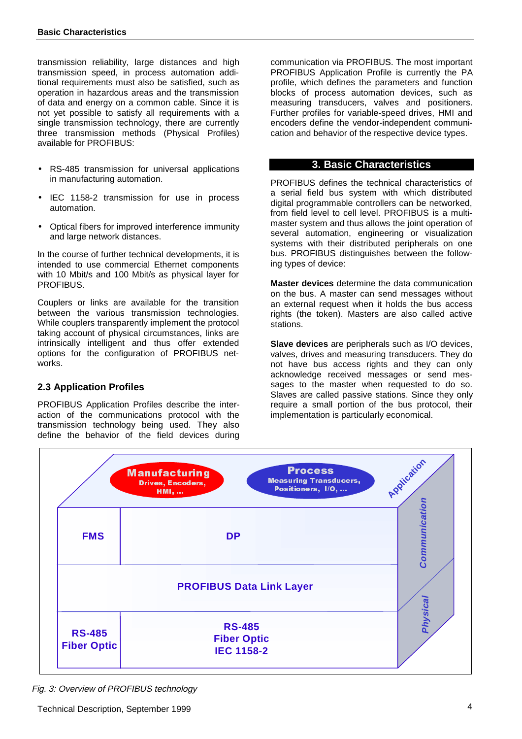transmission reliability, large distances and high transmission speed, in process automation additional requirements must also be satisfied, such as operation in hazardous areas and the transmission of data and energy on a common cable. Since it is not yet possible to satisfy all requirements with a single transmission technology, there are currently three transmission methods (Physical Profiles) available for PROFIBUS:

- RS-485 transmission for universal applications in manufacturing automation.
- IEC 1158-2 transmission for use in process automation.
- Optical fibers for improved interference immunity and large network distances.

In the course of further technical developments, it is intended to use commercial Ethernet components with 10 Mbit/s and 100 Mbit/s as physical layer for PROFIBUS.

Couplers or links are available for the transition between the various transmission technologies. While couplers transparently implement the protocol taking account of physical circumstances, links are intrinsically intelligent and thus offer extended options for the configuration of PROFIBUS networks.

### 2.3 Application Profiles

PROFIBUS Application Profiles describe the interaction of the communications protocol with the transmission technology being used. They also define the behavior of the field devices during communication via PROFIBUS. The most important PROFIBUS Application Profile is currently the PA profile, which defines the parameters and function blocks of process automation devices, such as measuring transducers, valves and positioners. Further profiles for variable-speed drives, HMI and encoders define the vendor-independent communication and behavior of the respective device types.

## 3. Basic Characteristics

PROFIBUS defines the technical characteristics of a serial field bus system with which distributed digital programmable controllers can be networked, from field level to cell level. PROFIBUS is a multi-master system and thus allows the joint operation of several automation, engineering or visualization systems with their distributed peripherals on one bus. PROFIBUS distinguishes between the following types of device:

**Master devices** determine the data communication on the bus. A master can send messages without an external request when it holds the bus access rights (the token). Masters are also called active stations.

**Slave devices** are peripherals such as I/O devices, valves, drives and measuring transducers. They do not have bus access rights and they can only acknowledge received messages or send messages to the master when requested to do so. Slaves are called passive stations. Since they only require a small portion of the bus protocol, their implementation is particularly economical.

Manufacturing
Drives, Encoders, HMI, ...

Process
Measuring Transducers, Positioners, I/O, ...

Application

FMS

DP

Communication

PROFIBUS Data Link Layer

RS-485
Fiber Optic

RS-485
Fiber Optic
IEC 1158-2

Physical

*Fig. 3: Overview of PROFIBUS technology*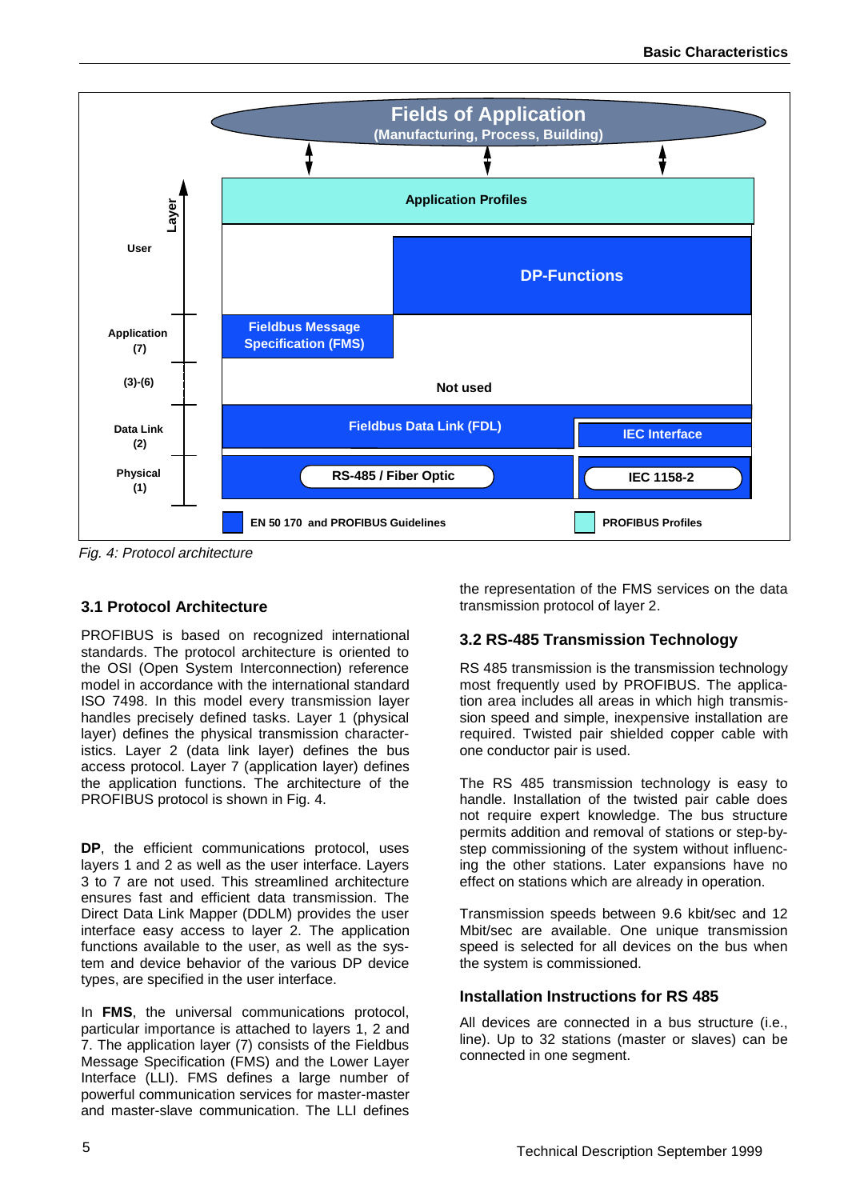Fields of Application
(Manufacturing, Process, Building)

Layer

User

Application Profiles

DP-Functions

Application (7)

Fieldbus Message Specification (FMS)

(3)-(6)

Not used

Data Link (2)

Fieldbus Data Link (FDL)

IEC Interface

Physical (1)

RS-485 / Fiber Optic

IEC 1158-2

EN 50 170 and PROFIBUS Guidelines

PROFIBUS Profiles

*Fig. 4: Protocol architecture*

## 3.1 Protocol Architecture

PROFIBUS is based on recognized international standards. The protocol architecture is oriented to the OSI (Open System Interconnection) reference model in accordance with the international standard ISO 7498. In this model every transmission layer handles precisely defined tasks. Layer 1 (physical layer) defines the physical transmission characteristics. Layer 2 (data link layer) defines the bus access protocol. Layer 7 (application layer) defines the application functions. The architecture of the PROFIBUS protocol is shown in Fig. 4.

**DP**, the efficient communications protocol, uses layers 1 and 2 as well as the user interface. Layers 3 to 7 are not used. This streamlined architecture ensures fast and efficient data transmission. The Direct Data Link Mapper (DDLM) provides the user interface easy access to layer 2. The application functions available to the user, as well as the system and device behavior of the various DP device types, are specified in the user interface.

In **FMS**, the universal communications protocol, particular importance is attached to layers 1, 2 and 7. The application layer (7) consists of the Fieldbus Message Specification (FMS) and the Lower Layer Interface (LLI). FMS defines a large number of powerful communication services for master-master and master-slave communication. The LLI defines the representation of the FMS services on the data transmission protocol of layer 2.

## 3.2 RS-485 Transmission Technology

RS 485 transmission is the transmission technology most frequently used by PROFIBUS. The application area includes all areas in which high transmission speed and simple, inexpensive installation are required. Twisted pair shielded copper cable with one conductor pair is used.

The RS 485 transmission technology is easy to handle. Installation of the twisted pair cable does not require expert knowledge. The bus structure permits addition and removal of stations or step-by-step commissioning of the system without influencing the other stations. Later expansions have no effect on stations which are already in operation.

Transmission speeds between 9.6 kbit/sec and 12 Mbit/sec are available. One unique transmission speed is selected for all devices on the bus when the system is commissioned.

### Installation Instructions for RS 485

All devices are connected in a bus structure (i.e., line). Up to 32 stations (master or slaves) can be connected in one segment.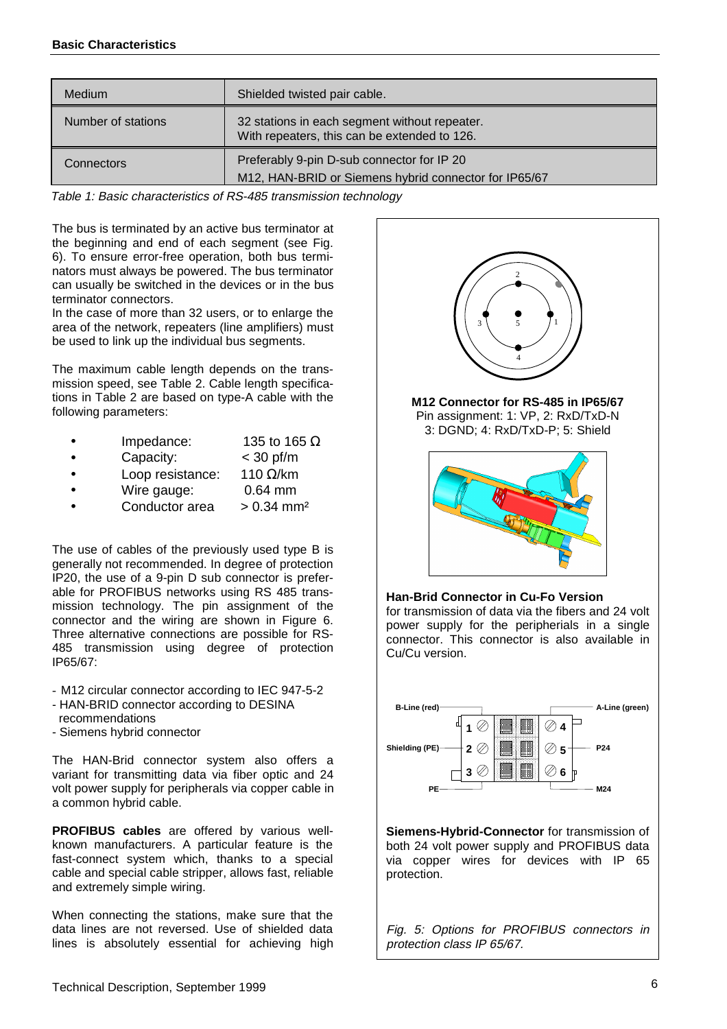## Basic Characteristics

| | |
|---|---|
| Medium | Shielded twisted pair cable. |
| Number of stations | 32 stations in each segment without repeater.<br>With repeaters, this can be extended to 126. |
| Connectors | Preferably 9-pin D-sub connector for IP 20<br>M12, HAN-BRID or Siemens hybrid connector for IP65/67 |

*Table 1: Basic characteristics of RS-485 transmission technology*

The bus is terminated by an active bus terminator at the beginning and end of each segment (see Fig. 6). To ensure error-free operation, both bus terminators must always be powered. The bus terminator can usually be switched in the devices or in the bus terminator connectors.

In the case of more than 32 users, or to enlarge the area of the network, repeaters (line amplifiers) must be used to link up the individual bus segments.

The maximum cable length depends on the transmission speed, see Table 2. Cable length specifications in Table 2 are based on type-A cable with the following parameters:

- Impedance: 135 to 165 Ω
- Capacity: < 30 pf/m
- Loop resistance: 110 Ω/km
- Wire gauge: 0.64 mm
- Conductor area > 0.34 mm²

The use of cables of the previously used type B is generally not recommended. In degree of protection IP20, the use of a 9-pin D sub connector is preferable for PROFIBUS networks using RS 485 transmission technology. The pin assignment of the connector and the wiring are shown in Figure 6. Three alternative connections are possible for RS-485 transmission using degree of protection IP65/67:

- M12 circular connector according to IEC 947-5-2
- HAN-BRID connector according to DESINA recommendations
- Siemens hybrid connector

The HAN-Brid connector system also offers a variant for transmitting data via fiber optic and 24 volt power supply for peripherals via copper cable in a common hybrid cable.

**PROFIBUS cables** are offered by various well-known manufacturers. A particular feature is the fast-connect system which, thanks to a special cable and special cable stripper, allows fast, reliable and extremely simple wiring.

When connecting the stations, make sure that the data lines are not reversed. Use of shielded data lines is absolutely essential for achieving high

2
3
5
1
4

**M12 Connector for RS-485 in IP65/67**
Pin assignment: 1: VP, 2: RxD/TxD-N
3: DGND; 4: RxD/TxD-P; 5: Shield

**Han-Brid Connector in Cu-Fo Version**
for transmission of data via the fibers and 24 volt power supply for the peripherials in a single connector. This connector is also available in Cu/Cu version.

B-Line (red)
A-Line (green)
1
4
Shielding (PE)
2
5
P24
3
6
PE
M24

**Siemens-Hybrid-Connector** for transmission of both 24 volt power supply and PROFIBUS data via copper wires for devices with IP 65 protection.

*Fig. 5: Options for PROFIBUS connectors in protection class IP 65/67.*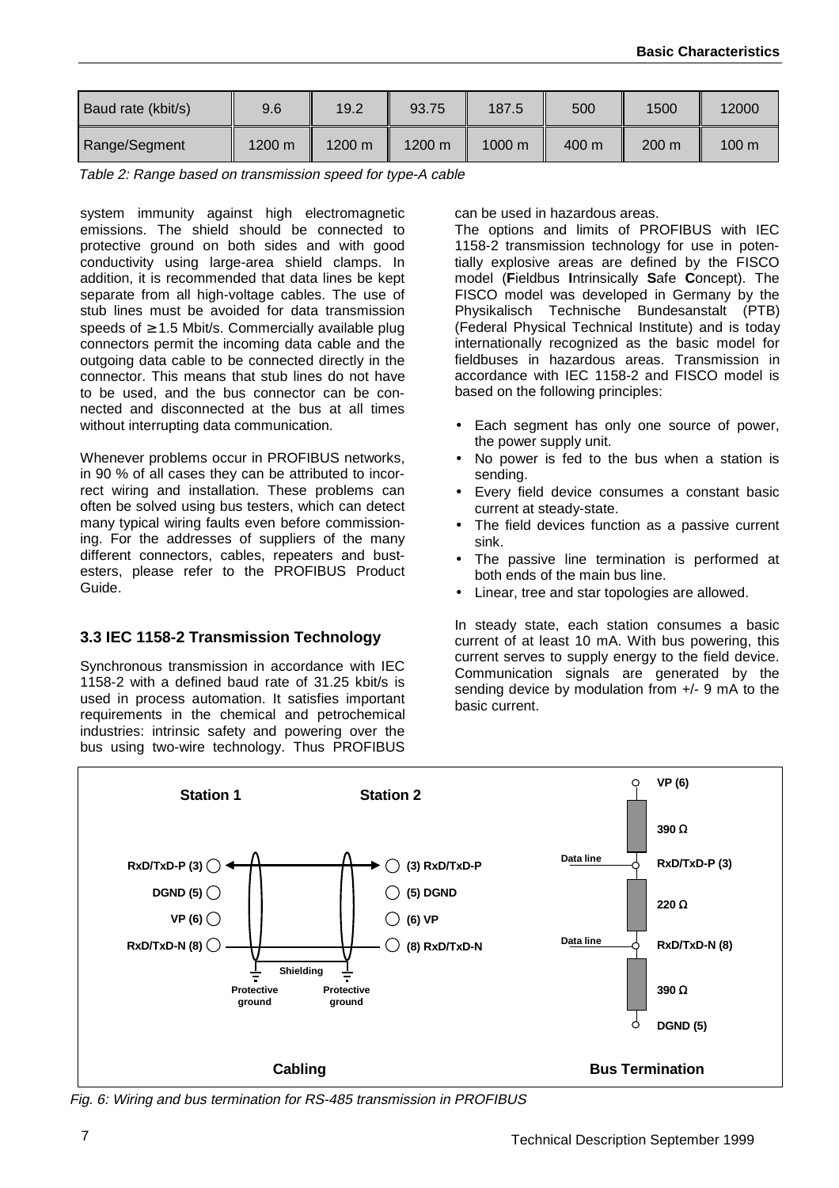| Baud rate (kbit/s) | 9.6 | 19.2 | 93.75 | 187.5 | 500 | 1500 | 12000 |
|---|---|---|---|---|---|---|---|
| Range/Segment | 1200 m | 1200 m | 1200 m | 1000 m | 400 m | 200 m | 100 m |

*Table 2: Range based on transmission speed for type-A cable*

system immunity against high electromagnetic emissions. The shield should be connected to protective ground on both sides and with good conductivity using large-area shield clamps. In addition, it is recommended that data lines be kept separate from all high-voltage cables. The use of stub lines must be avoided for data transmission speeds of ≥ 1.5 Mbit/s. Commercially available plug connectors permit the incoming data cable and the outgoing data cable to be connected directly in the connector. This means that stub lines do not have to be used, and the bus connector can be connected and disconnected at the bus at all times without interrupting data communication.

Whenever problems occur in PROFIBUS networks, in 90 % of all cases they can be attributed to incorrect wiring and installation. These problems can often be solved using bus testers, which can detect many typical wiring faults even before commissioning. For the addresses of suppliers of the many different connectors, cables, repeaters and bustesters, please refer to the PROFIBUS Product Guide.

### 3.3 IEC 1158-2 Transmission Technology

Synchronous transmission in accordance with IEC 1158-2 with a defined baud rate of 31.25 kbit/s is used in process automation. It satisfies important requirements in the chemical and petrochemical industries: intrinsic safety and powering over the bus using two-wire technology. Thus PROFIBUS can be used in hazardous areas.

The options and limits of PROFIBUS with IEC 1158-2 transmission technology for use in potentially explosive areas are defined by the FISCO model (**F**ieldbus **I**ntrinsically **S**afe **C**oncept). The FISCO model was developed in Germany by the Physikalisch Technische Bundesanstalt (PTB) (Federal Physical Technical Institute) and is today internationally recognized as the basic model for fieldbuses in hazardous areas. Transmission in accordance with IEC 1158-2 and FISCO model is based on the following principles:

- Each segment has only one source of power, the power supply unit.
- No power is fed to the bus when a station is sending.
- Every field device consumes a constant basic current at steady-state.
- The field devices function as a passive current sink.
- The passive line termination is performed at both ends of the main bus line.
- Linear, tree and star topologies are allowed.

In steady state, each station consumes a basic current of at least 10 mA. With bus powering, this current serves to supply energy to the field device. Communication signals are generated by the sending device by modulation from +/- 9 mA to the basic current.

Station 1
Station 2
RxD/TxD-P (3)
DGND (5)
VP (6)
RxD/TxD-N (8)
(3) RxD/TxD-P
(5) DGND
(6) VP
(8) RxD/TxD-N
Shielding
Protective ground
Protective ground
Cabling
VP (6)
390 Ω
Data line
RxD/TxD-P (3)
220 Ω
Data line
RxD/TxD-N (8)
390 Ω
DGND (5)
Bus Termination

*Fig. 6: Wiring and bus termination for RS-485 transmission in PROFIBUS*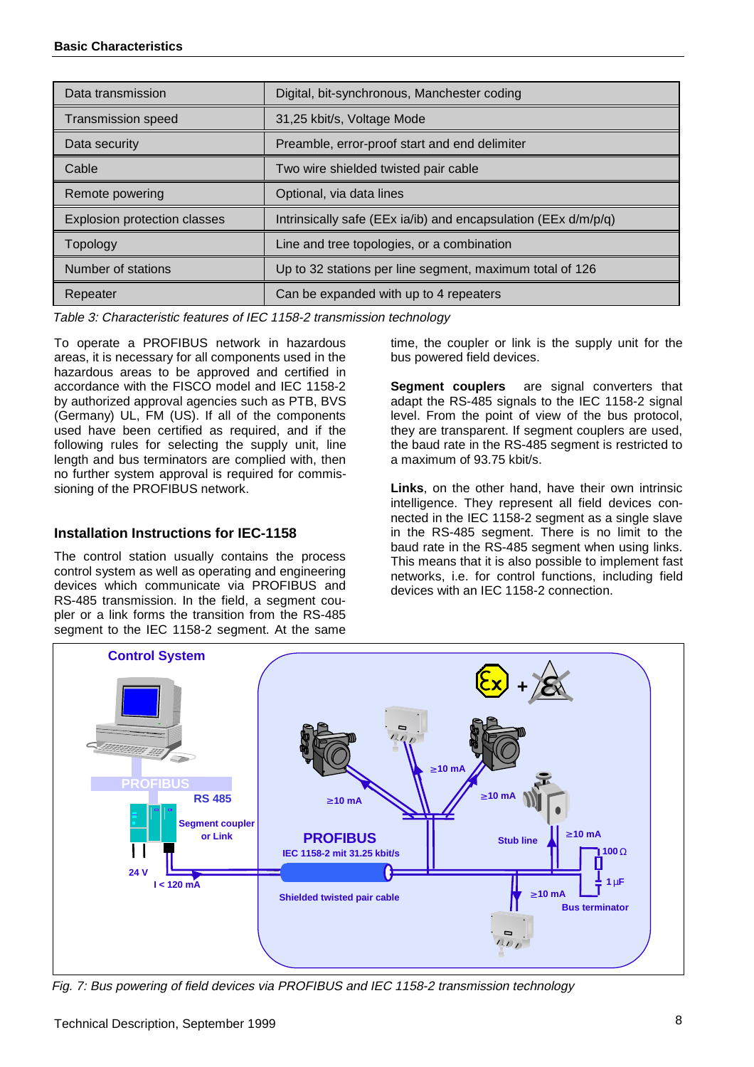## Basic Characteristics

| | |
|---|---|
| Data transmission | Digital, bit-synchronous, Manchester coding |
| Transmission speed | 31,25 kbit/s, Voltage Mode |
| Data security | Preamble, error-proof start and end delimiter |
| Cable | Two wire shielded twisted pair cable |
| Remote powering | Optional, via data lines |
| Explosion protection classes | Intrinsically safe (EEx ia/ib) and encapsulation (EEx d/m/p/q) |
| Topology | Line and tree topologies, or a combination |
| Number of stations | Up to 32 stations per line segment, maximum total of 126 |
| Repeater | Can be expanded with up to 4 repeaters |

*Table 3: Characteristic features of IEC 1158-2 transmission technology*

To operate a PROFIBUS network in hazardous areas, it is necessary for all components used in the hazardous areas to be approved and certified in accordance with the FISCO model and IEC 1158-2 by authorized approval agencies such as PTB, BVS (Germany) UL, FM (US). If all of the components used have been certified as required, and if the following rules for selecting the supply unit, line length and bus terminators are complied with, then no further system approval is required for commissioning of the PROFIBUS network.

### Installation Instructions for IEC-1158

The control station usually contains the process control system as well as operating and engineering devices which communicate via PROFIBUS and RS-485 transmission. In the field, a segment coupler or a link forms the transition from the RS-485 segment to the IEC 1158-2 segment. At the same time, the coupler or link is the supply unit for the bus powered field devices.

**Segment couplers** are signal converters that adapt the RS-485 signals to the IEC 1158-2 signal level. From the point of view of the bus protocol, they are transparent. If segment couplers are used, the baud rate in the RS-485 segment is restricted to a maximum of 93.75 kbit/s.

**Links**, on the other hand, have their own intrinsic intelligence. They represent all field devices connected in the IEC 1158-2 segment as a single slave in the RS-485 segment. There is no limit to the baud rate in the RS-485 segment when using links. This means that it is also possible to implement fast networks, i.e. for control functions, including field devices with an IEC 1158-2 connection.

Control System

PROFIBUS

RS 485

Segment coupler or Link

24 V

I < 120 mA

≥10 mA

≥10 mA

≥10 mA

≥10 mA

≥10 mA

PROFIBUS

IEC 1158-2 mit 31.25 kbit/s

Stub line

100 Ω

1 µF

Shielded twisted pair cable

Bus terminator

*Fig. 7: Bus powering of field devices via PROFIBUS and IEC 1158-2 transmission technology*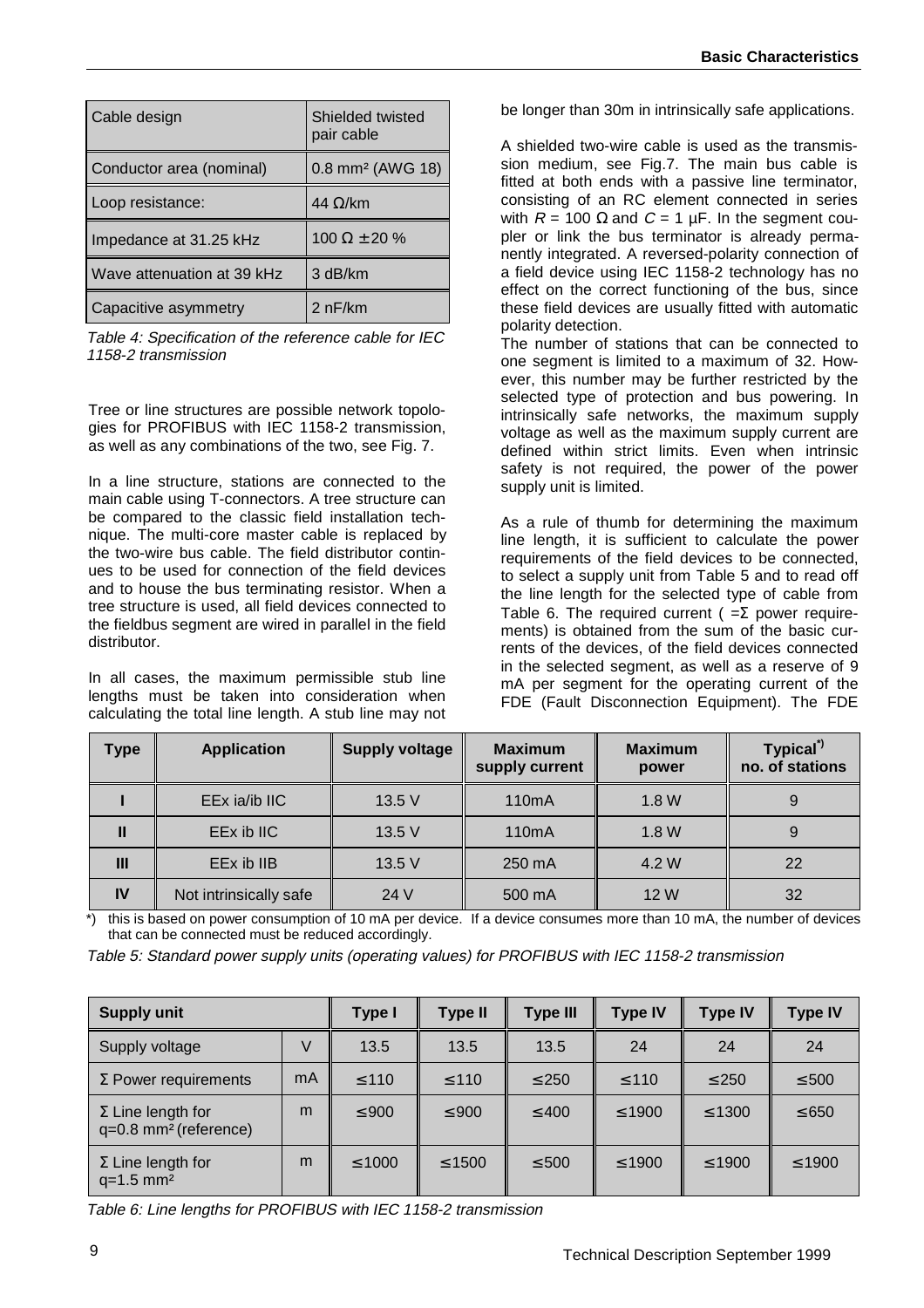| Cable design | Shielded twisted pair cable |
|---|---|
| Conductor area (nominal) | 0.8 mm² (AWG 18) |
| Loop resistance: | 44 Ω/km |
| Impedance at 31.25 kHz | 100 Ω ± 20 % |
| Wave attenuation at 39 kHz | 3 dB/km |
| Capacitive asymmetry | 2 nF/km |

*Table 4: Specification of the reference cable for IEC 1158-2 transmission*

Tree or line structures are possible network topologies for PROFIBUS with IEC 1158-2 transmission, as well as any combinations of the two, see Fig. 7.

In a line structure, stations are connected to the main cable using T-connectors. A tree structure can be compared to the classic field installation technique. The multi-core master cable is replaced by the two-wire bus cable. The field distributor continues to be used for connection of the field devices and to house the bus terminating resistor. When a tree structure is used, all field devices connected to the fieldbus segment are wired in parallel in the field distributor.

In all cases, the maximum permissible stub line lengths must be taken into consideration when calculating the total line length. A stub line may not be longer than 30m in intrinsically safe applications.

A shielded two-wire cable is used as the transmission medium, see Fig.7. The main bus cable is fitted at both ends with a passive line terminator, consisting of an RC element connected in series with $R$ = 100 Ω and $C$ = 1 µF. In the segment coupler or link the bus terminator is already permanently integrated. A reversed-polarity connection of a field device using IEC 1158-2 technology has no effect on the correct functioning of the bus, since these field devices are usually fitted with automatic polarity detection.
The number of stations that can be connected to one segment is limited to a maximum of 32. However, this number may be further restricted by the selected type of protection and bus powering. In intrinsically safe networks, the maximum supply voltage as well as the maximum supply current are defined within strict limits. Even when intrinsic safety is not required, the power of the power supply unit is limited.

As a rule of thumb for determining the maximum line length, it is sufficient to calculate the power requirements of the field devices to be connected, to select a supply unit from Table 5 and to read off the line length for the selected type of cable from Table 6. The required current ( =Σ power requirements) is obtained from the sum of the basic currents of the devices, of the field devices connected in the selected segment, as well as a reserve of 9 mA per segment for the operating current of the FDE (Fault Disconnection Equipment). The FDE

| Type | Application | Supply voltage | Maximum supply current | Maximum power | Typical*) no. of stations |
|---|---|---|---|---|---|
| I | EEx ia/ib IIC | 13.5 V | 110mA | 1.8 W | 9 |
| II | EEx ib IIC | 13.5 V | 110mA | 1.8 W | 9 |
| III | EEx ib IIB | 13.5 V | 250 mA | 4.2 W | 22 |
| IV | Not intrinsically safe | 24 V | 500 mA | 12 W | 32 |

*) this is based on power consumption of 10 mA per device. If a device consumes more than 10 mA, the number of devices that can be connected must be reduced accordingly.

*Table 5: Standard power supply units (operating values) for PROFIBUS with IEC 1158-2 transmission*

| Supply unit | | Type I | Type II | Type III | Type IV | Type IV | Type IV |
|---|---|---|---|---|---|---|---|
| Supply voltage | V | 13.5 | 13.5 | 13.5 | 24 | 24 | 24 |
| Σ Power requirements | mA | ≤110 | ≤110 | ≤250 | ≤110 | ≤250 | ≤500 |
| Σ Line length for q=0.8 mm² (reference) | m | ≤900 | ≤900 | ≤400 | ≤1900 | ≤1300 | ≤650 |
| Σ Line length for q=1.5 mm² | m | ≤1000 | ≤1500 | ≤500 | ≤1900 | ≤1900 | ≤1900 |

*Table 6: Line lengths for PROFIBUS with IEC 1158-2 transmission*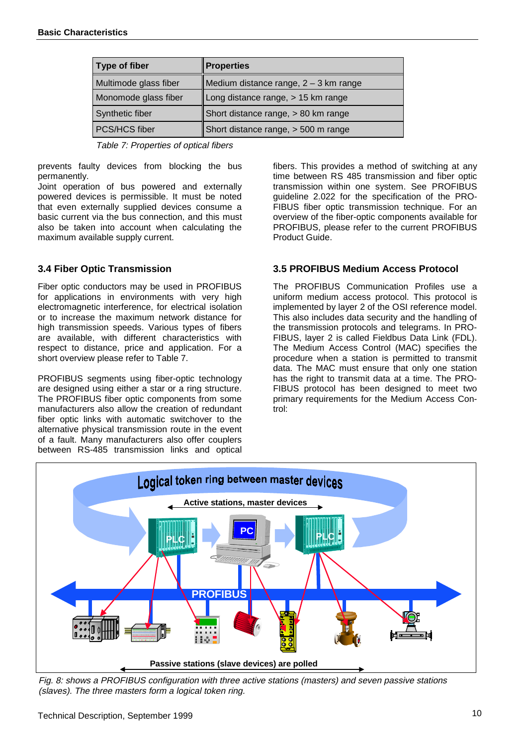| Type of fiber | Properties |
|---|---|
| Multimode glass fiber | Medium distance range, 2 – 3 km range |
| Monomode glass fiber | Long distance range, > 15 km range |
| Synthetic fiber | Short distance range, > 80 km range |
| PCS/HCS fiber | Short distance range, > 500 m range |

*Table 7: Properties of optical fibers*

prevents faulty devices from blocking the bus permanently.

Joint operation of bus powered and externally powered devices is permissible. It must be noted that even externally supplied devices consume a basic current via the bus connection, and this must also be taken into account when calculating the maximum available supply current.

### 3.4 Fiber Optic Transmission

Fiber optic conductors may be used in PROFIBUS for applications in environments with very high electromagnetic interference, for electrical isolation or to increase the maximum network distance for high transmission speeds. Various types of fibers are available, with different characteristics with respect to distance, price and application. For a short overview please refer to Table 7.

PROFIBUS segments using fiber-optic technology are designed using either a star or a ring structure. The PROFIBUS fiber optic components from some manufacturers also allow the creation of redundant fiber optic links with automatic switchover to the alternative physical transmission route in the event of a fault. Many manufacturers also offer couplers between RS-485 transmission links and optical fibers. This provides a method of switching at any time between RS 485 transmission and fiber optic transmission within one system. See PROFIBUS guideline 2.022 for the specification of the PROFIBUS fiber optic transmission technique. For an overview of the fiber-optic components available for PROFIBUS, please refer to the current PROFIBUS Product Guide.

### 3.5 PROFIBUS Medium Access Protocol

The PROFIBUS Communication Profiles use a uniform medium access protocol. This protocol is implemented by layer 2 of the OSI reference model. This also includes data security and the handling of the transmission protocols and telegrams. In PROFIBUS, layer 2 is called Fieldbus Data Link (FDL). The Medium Access Control (MAC) specifies the procedure when a station is permitted to transmit data. The MAC must ensure that only one station has the right to transmit data at a time. The PROFIBUS protocol has been designed to meet two primary requirements for the Medium Access Control:

Logical token ring between master devices

Active stations, master devices

PLC

PC

PLC

PROFIBUS

Passive stations (slave devices) are polled

*Fig. 8: shows a PROFIBUS configuration with three active stations (masters) and seven passive stations (slaves). The three masters form a logical token ring.*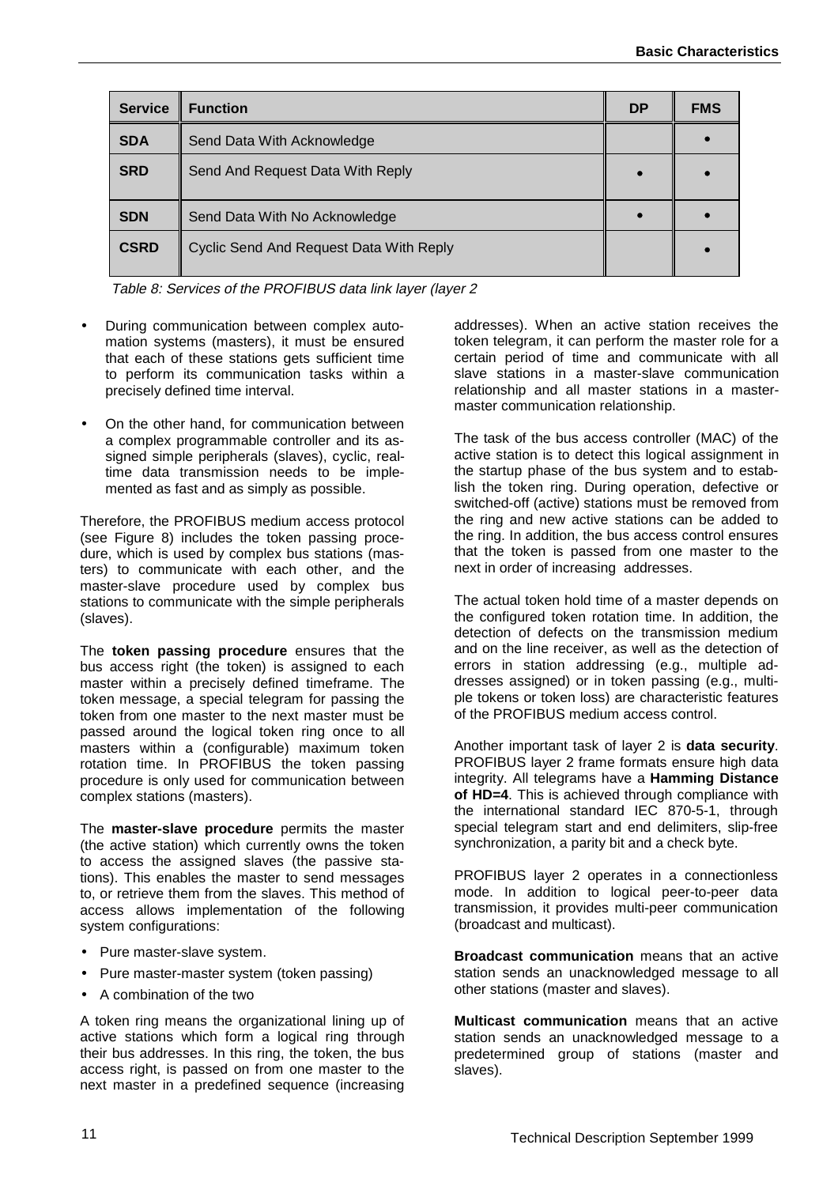| Service | Function | DP | FMS |
|---|---|---|---|
| **SDA** | Send Data With Acknowledge | | • |
| **SRD** | Send And Request Data With Reply | • | • |
| **SDN** | Send Data With No Acknowledge | • | • |
| **CSRD** | Cyclic Send And Request Data With Reply | | • |

*Table 8: Services of the PROFIBUS data link layer (layer 2*

- During communication between complex automation systems (masters), it must be ensured that each of these stations gets sufficient time to perform its communication tasks within a precisely defined time interval.
- On the other hand, for communication between a complex programmable controller and its assigned simple peripherals (slaves), cyclic, real-time data transmission needs to be implemented as fast and as simply as possible.

Therefore, the PROFIBUS medium access protocol (see Figure 8) includes the token passing procedure, which is used by complex bus stations (masters) to communicate with each other, and the master-slave procedure used by complex bus stations to communicate with the simple peripherals (slaves).

The **token passing procedure** ensures that the bus access right (the token) is assigned to each master within a precisely defined timeframe. The token message, a special telegram for passing the token from one master to the next master must be passed around the logical token ring once to all masters within a (configurable) maximum token rotation time. In PROFIBUS the token passing procedure is only used for communication between complex stations (masters).

The **master-slave procedure** permits the master (the active station) which currently owns the token to access the assigned slaves (the passive stations). This enables the master to send messages to, or retrieve them from the slaves. This method of access allows implementation of the following system configurations:

- Pure master-slave system.
- Pure master-master system (token passing)
- A combination of the two

A token ring means the organizational lining up of active stations which form a logical ring through their bus addresses. In this ring, the token, the bus access right, is passed on from one master to the next master in a predefined sequence (increasing addresses). When an active station receives the token telegram, it can perform the master role for a certain period of time and communicate with all slave stations in a master-slave communication relationship and all master stations in a master-master communication relationship.

The task of the bus access controller (MAC) of the active station is to detect this logical assignment in the startup phase of the bus system and to establish the token ring. During operation, defective or switched-off (active) stations must be removed from the ring and new active stations can be added to the ring. In addition, the bus access control ensures that the token is passed from one master to the next in order of increasing addresses.

The actual token hold time of a master depends on the configured token rotation time. In addition, the detection of defects on the transmission medium and on the line receiver, as well as the detection of errors in station addressing (e.g., multiple addresses assigned) or in token passing (e.g., multiple tokens or token loss) are characteristic features of the PROFIBUS medium access control.

Another important task of layer 2 is **data security**. PROFIBUS layer 2 frame formats ensure high data integrity. All telegrams have a **Hamming Distance of HD=4**. This is achieved through compliance with the international standard IEC 870-5-1, through special telegram start and end delimiters, slip-free synchronization, a parity bit and a check byte.

PROFIBUS layer 2 operates in a connectionless mode. In addition to logical peer-to-peer data transmission, it provides multi-peer communication (broadcast and multicast).

**Broadcast communication** means that an active station sends an unacknowledged message to all other stations (master and slaves).

**Multicast communication** means that an active station sends an unacknowledged message to a predetermined group of stations (master and slaves).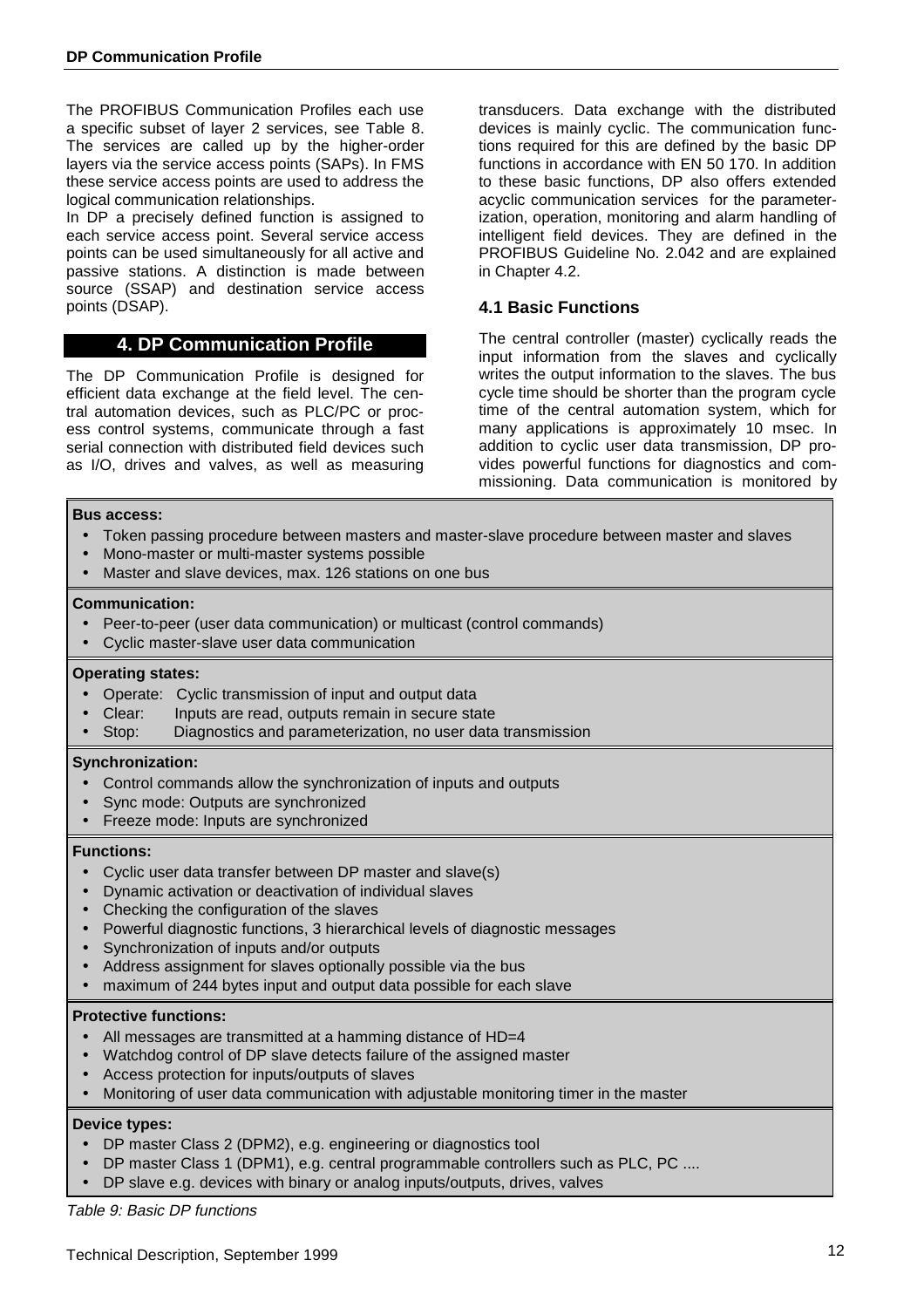The PROFIBUS Communication Profiles each use a specific subset of layer 2 services, see Table 8. The services are called up by the higher-order layers via the service access points (SAPs). In FMS these service access points are used to address the logical communication relationships.

In DP a precisely defined function is assigned to each service access point. Several service access points can be used simultaneously for all active and passive stations. A distinction is made between source (SSAP) and destination service access points (DSAP).

# 4. DP Communication Profile

The DP Communication Profile is designed for efficient data exchange at the field level. The central automation devices, such as PLC/PC or process control systems, communicate through a fast serial connection with distributed field devices such as I/O, drives and valves, as well as measuring transducers. Data exchange with the distributed devices is mainly cyclic. The communication functions required for this are defined by the basic DP functions in accordance with EN 50 170. In addition to these basic functions, DP also offers extended acyclic communication services for the parameterization, operation, monitoring and alarm handling of intelligent field devices. They are defined in the PROFIBUS Guideline No. 2.042 and are explained in Chapter 4.2.

## 4.1 Basic Functions

The central controller (master) cyclically reads the input information from the slaves and cyclically writes the output information to the slaves. The bus cycle time should be shorter than the program cycle time of the central automation system, which for many applications is approximately 10 msec. In addition to cyclic user data transmission, DP provides powerful functions for diagnostics and commissioning. Data communication is monitored by

**Bus access:**

- Token passing procedure between masters and master-slave procedure between master and slaves
- Mono-master or multi-master systems possible
- Master and slave devices, max. 126 stations on one bus

**Communication:**

- Peer-to-peer (user data communication) or multicast (control commands)
- Cyclic master-slave user data communication

**Operating states:**

- Operate: Cyclic transmission of input and output data
- Clear: Inputs are read, outputs remain in secure state
- Stop: Diagnostics and parameterization, no user data transmission

**Synchronization:**

- Control commands allow the synchronization of inputs and outputs
- Sync mode: Outputs are synchronized
- Freeze mode: Inputs are synchronized

**Functions:**

- Cyclic user data transfer between DP master and slave(s)
- Dynamic activation or deactivation of individual slaves
- Checking the configuration of the slaves
- Powerful diagnostic functions, 3 hierarchical levels of diagnostic messages
- Synchronization of inputs and/or outputs
- Address assignment for slaves optionally possible via the bus
- maximum of 244 bytes input and output data possible for each slave

**Protective functions:**

- All messages are transmitted at a hamming distance of HD=4
- Watchdog control of DP slave detects failure of the assigned master
- Access protection for inputs/outputs of slaves
- Monitoring of user data communication with adjustable monitoring timer in the master

**Device types:**

- DP master Class 2 (DPM2), e.g. engineering or diagnostics tool
- DP master Class 1 (DPM1), e.g. central programmable controllers such as PLC, PC ....
- DP slave e.g. devices with binary or analog inputs/outputs, drives, valves

*Table 9: Basic DP functions*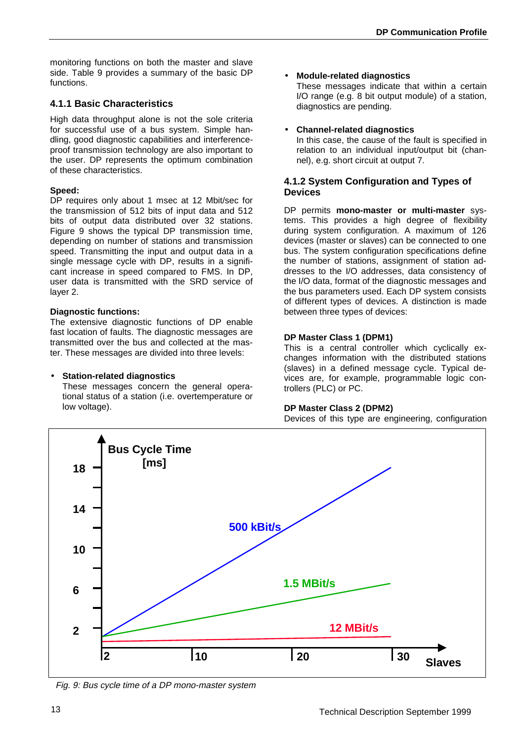monitoring functions on both the master and slave side. Table 9 provides a summary of the basic DP functions.

### 4.1.1 Basic Characteristics

High data throughput alone is not the sole criteria for successful use of a bus system. Simple handling, good diagnostic capabilities and interference-proof transmission technology are also important to the user. DP represents the optimum combination of these characteristics.

**Speed:**
DP requires only about 1 msec at 12 Mbit/sec for the transmission of 512 bits of input data and 512 bits of output data distributed over 32 stations. Figure 9 shows the typical DP transmission time, depending on number of stations and transmission speed. Transmitting the input and output data in a single message cycle with DP, results in a significant increase in speed compared to FMS. In DP, user data is transmitted with the SRD service of layer 2.

**Diagnostic functions:**
The extensive diagnostic functions of DP enable fast location of faults. The diagnostic messages are transmitted over the bus and collected at the master. These messages are divided into three levels:

- **Station-related diagnostics**
  These messages concern the general operational status of a station (i.e. overtemperature or low voltage).

- **Module-related diagnostics**
  These messages indicate that within a certain I/O range (e.g. 8 bit output module) of a station, diagnostics are pending.

- **Channel-related diagnostics**
  In this case, the cause of the fault is specified in relation to an individual input/output bit (channel), e.g. short circuit at output 7.

### 4.1.2 System Configuration and Types of Devices

DP permits **mono-master or multi-master** systems. This provides a high degree of flexibility during system configuration. A maximum of 126 devices (master or slaves) can be connected to one bus. The system configuration specifications define the number of stations, assignment of station addresses to the I/O addresses, data consistency of the I/O data, format of the diagnostic messages and the bus parameters used. Each DP system consists of different types of devices. A distinction is made between three types of devices:

**DP Master Class 1 (DPM1)**
This is a central controller which cyclically exchanges information with the distributed stations (slaves) in a defined message cycle. Typical devices are, for example, programmable logic controllers (PLC) or PC.

**DP Master Class 2 (DPM2)**
Devices of this type are engineering, configuration

Bus Cycle Time [ms]

18
14
10
6
2

500 kBit/s
1.5 MBit/s
12 MBit/s

2
10
20
30
Slaves

*Fig. 9: Bus cycle time of a DP mono-master system*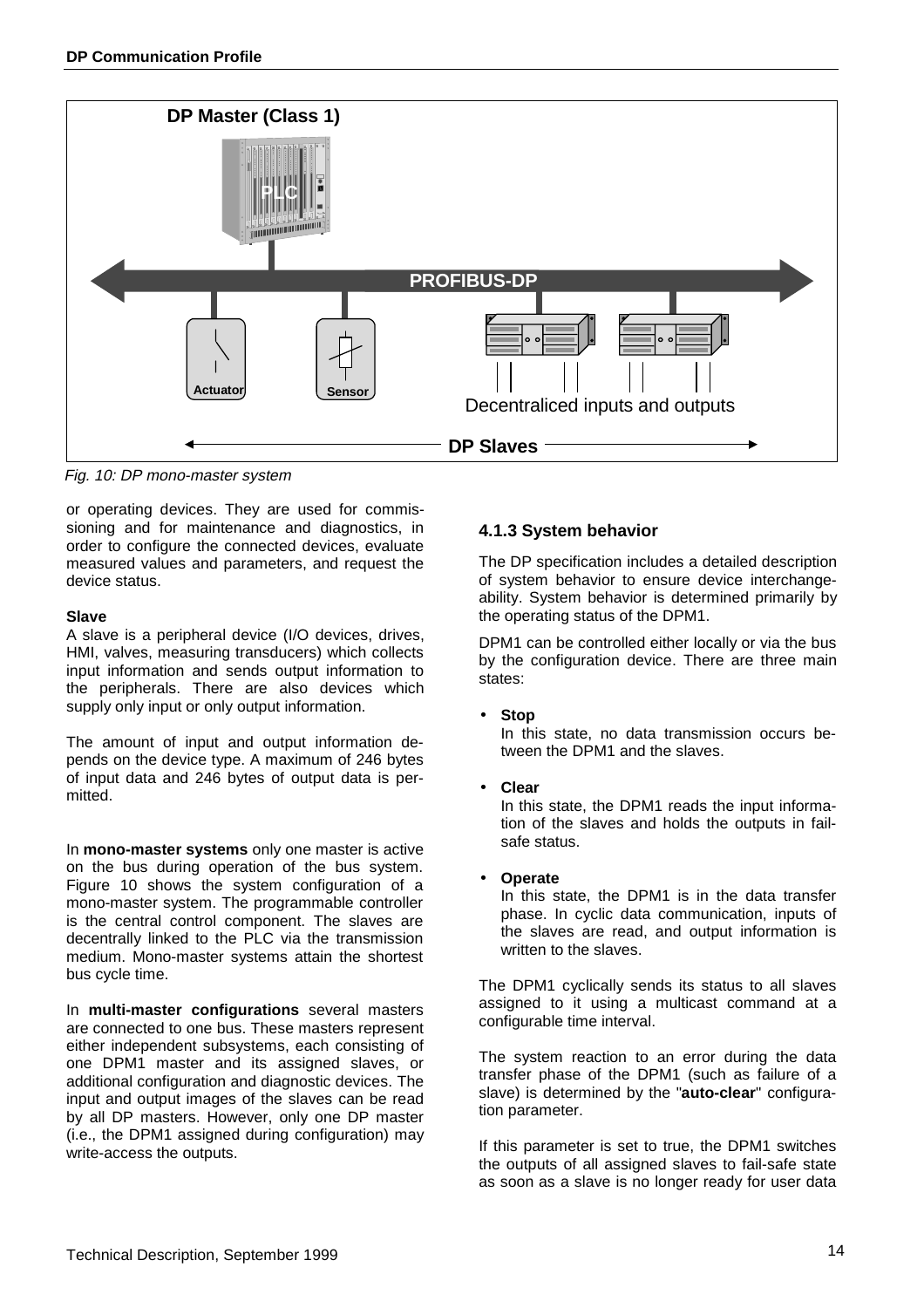DP Master (Class 1)

PLC

PROFIBUS-DP

Actuator

Sensor

Decentraliced inputs and outputs

DP Slaves

*Fig. 10: DP mono-master system*

or operating devices. They are used for commissioning and for maintenance and diagnostics, in order to configure the connected devices, evaluate measured values and parameters, and request the device status.

**Slave**

A slave is a peripheral device (I/O devices, drives, HMI, valves, measuring transducers) which collects input information and sends output information to the peripherals. There are also devices which supply only input or only output information.

The amount of input and output information depends on the device type. A maximum of 246 bytes of input data and 246 bytes of output data is permitted.

In **mono-master systems** only one master is active on the bus during operation of the bus system. Figure 10 shows the system configuration of a mono-master system. The programmable controller is the central control component. The slaves are decentrally linked to the PLC via the transmission medium. Mono-master systems attain the shortest bus cycle time.

In **multi-master configurations** several masters are connected to one bus. These masters represent either independent subsystems, each consisting of one DPM1 master and its assigned slaves, or additional configuration and diagnostic devices. The input and output images of the slaves can be read by all DP masters. However, only one DP master (i.e., the DPM1 assigned during configuration) may write-access the outputs.

### 4.1.3 System behavior

The DP specification includes a detailed description of system behavior to ensure device interchangeability. System behavior is determined primarily by the operating status of the DPM1.

DPM1 can be controlled either locally or via the bus by the configuration device. There are three main states:

- **Stop**
  In this state, no data transmission occurs between the DPM1 and the slaves.

- **Clear**
  In this state, the DPM1 reads the input information of the slaves and holds the outputs in fail-safe status.

- **Operate**
  In this state, the DPM1 is in the data transfer phase. In cyclic data communication, inputs of the slaves are read, and output information is written to the slaves.

The DPM1 cyclically sends its status to all slaves assigned to it using a multicast command at a configurable time interval.

The system reaction to an error during the data transfer phase of the DPM1 (such as failure of a slave) is determined by the "**auto-clear**" configuration parameter.

If this parameter is set to true, the DPM1 switches the outputs of all assigned slaves to fail-safe state as soon as a slave is no longer ready for user data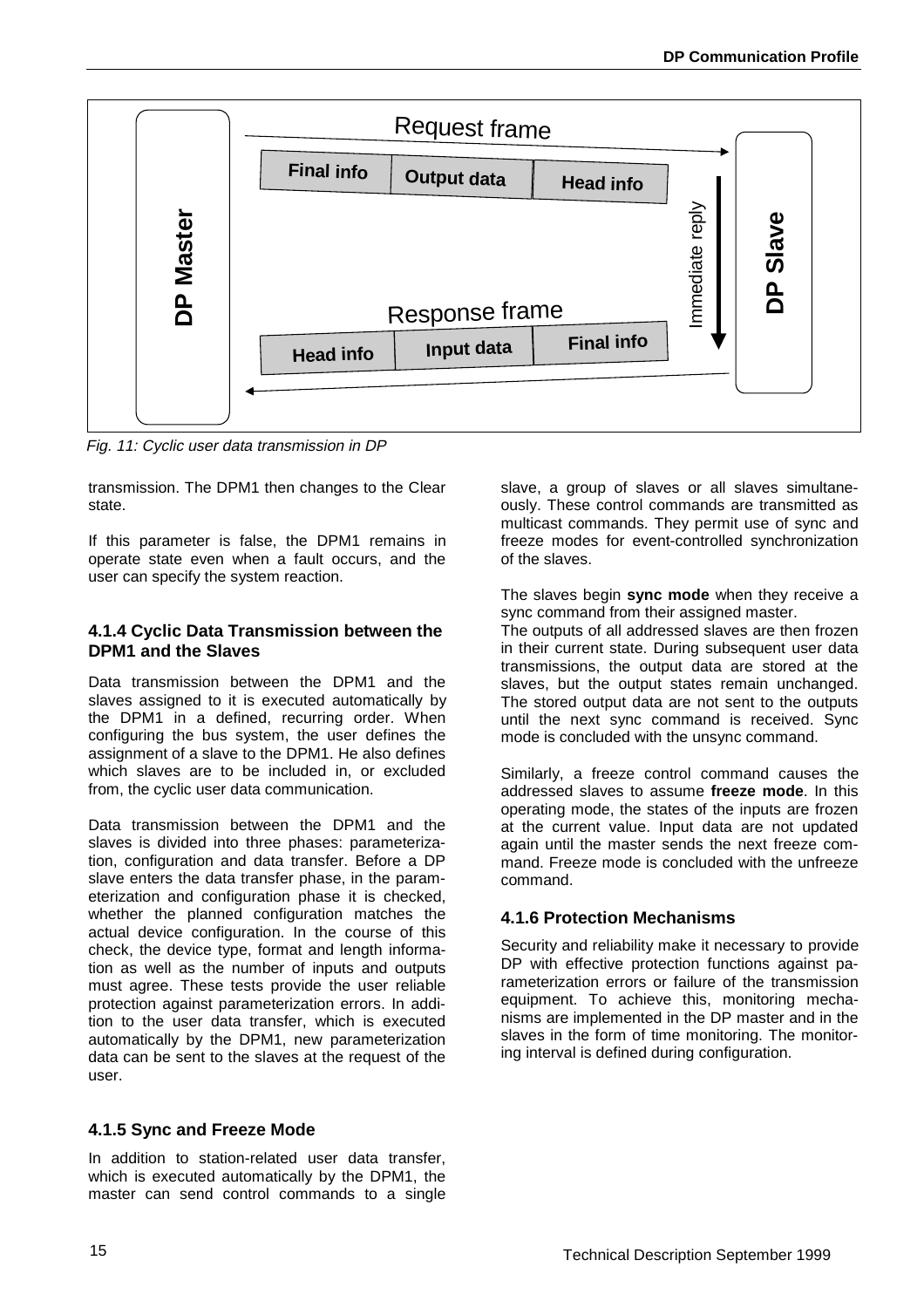Request frame

Final info | Output data | Head info

DP Master

DP Slave

Immediate reply

Response frame

Head info | Input data | Final info

*Fig. 11: Cyclic user data transmission in DP*

transmission. The DPM1 then changes to the Clear state.

If this parameter is false, the DPM1 remains in operate state even when a fault occurs, and the user can specify the system reaction.

### 4.1.4 Cyclic Data Transmission between the DPM1 and the Slaves

Data transmission between the DPM1 and the slaves assigned to it is executed automatically by the DPM1 in a defined, recurring order. When configuring the bus system, the user defines the assignment of a slave to the DPM1. He also defines which slaves are to be included in, or excluded from, the cyclic user data communication.

Data transmission between the DPM1 and the slaves is divided into three phases: parameterization, configuration and data transfer. Before a DP slave enters the data transfer phase, in the parameterization and configuration phase it is checked, whether the planned configuration matches the actual device configuration. In the course of this check, the device type, format and length information as well as the number of inputs and outputs must agree. These tests provide the user reliable protection against parameterization errors. In addition to the user data transfer, which is executed automatically by the DPM1, new parameterization data can be sent to the slaves at the request of the user.

### 4.1.5 Sync and Freeze Mode

In addition to station-related user data transfer, which is executed automatically by the DPM1, the master can send control commands to a single slave, a group of slaves or all slaves simultaneously. These control commands are transmitted as multicast commands. They permit use of sync and freeze modes for event-controlled synchronization of the slaves.

The slaves begin **sync mode** when they receive a sync command from their assigned master.
The outputs of all addressed slaves are then frozen in their current state. During subsequent user data transmissions, the output data are stored at the slaves, but the output states remain unchanged. The stored output data are not sent to the outputs until the next sync command is received. Sync mode is concluded with the unsync command.

Similarly, a freeze control command causes the addressed slaves to assume **freeze mode**. In this operating mode, the states of the inputs are frozen at the current value. Input data are not updated again until the master sends the next freeze command. Freeze mode is concluded with the unfreeze command.

### 4.1.6 Protection Mechanisms

Security and reliability make it necessary to provide DP with effective protection functions against parameterization errors or failure of the transmission equipment. To achieve this, monitoring mechanisms are implemented in the DP master and in the slaves in the form of time monitoring. The monitoring interval is defined during configuration.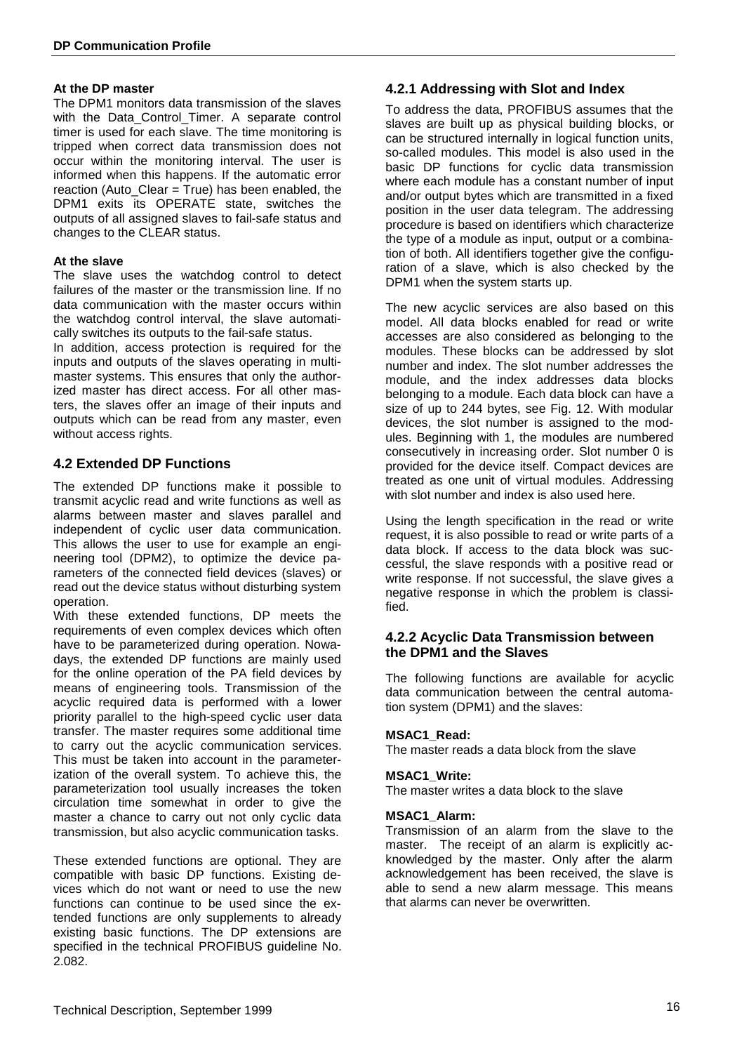**At the DP master**

The DPM1 monitors data transmission of the slaves with the Data_Control_Timer. A separate control timer is used for each slave. The time monitoring is tripped when correct data transmission does not occur within the monitoring interval. The user is informed when this happens. If the automatic error reaction (Auto_Clear = True) has been enabled, the DPM1 exits its OPERATE state, switches the outputs of all assigned slaves to fail-safe status and changes to the CLEAR status.

**At the slave**

The slave uses the watchdog control to detect failures of the master or the transmission line. If no data communication with the master occurs within the watchdog control interval, the slave automatically switches its outputs to the fail-safe status.

In addition, access protection is required for the inputs and outputs of the slaves operating in multi-master systems. This ensures that only the authorized master has direct access. For all other masters, the slaves offer an image of their inputs and outputs which can be read from any master, even without access rights.

## 4.2 Extended DP Functions

The extended DP functions make it possible to transmit acyclic read and write functions as well as alarms between master and slaves parallel and independent of cyclic user data communication. This allows the user to use for example an engineering tool (DPM2), to optimize the device parameters of the connected field devices (slaves) or read out the device status without disturbing system operation.

With these extended functions, DP meets the requirements of even complex devices which often have to be parameterized during operation. Nowadays, the extended DP functions are mainly used for the online operation of the PA field devices by means of engineering tools. Transmission of the acyclic required data is performed with a lower priority parallel to the high-speed cyclic user data transfer. The master requires some additional time to carry out the acyclic communication services. This must be taken into account in the parameterization of the overall system. To achieve this, the parameterization tool usually increases the token circulation time somewhat in order to give the master a chance to carry out not only cyclic data transmission, but also acyclic communication tasks.

These extended functions are optional. They are compatible with basic DP functions. Existing devices which do not want or need to use the new functions can continue to be used since the extended functions are only supplements to already existing basic functions. The DP extensions are specified in the technical PROFIBUS guideline No. 2.082.

### 4.2.1 Addressing with Slot and Index

To address the data, PROFIBUS assumes that the slaves are built up as physical building blocks, or can be structured internally in logical function units, so-called modules. This model is also used in the basic DP functions for cyclic data transmission where each module has a constant number of input and/or output bytes which are transmitted in a fixed position in the user data telegram. The addressing procedure is based on identifiers which characterize the type of a module as input, output or a combination of both. All identifiers together give the configuration of a slave, which is also checked by the DPM1 when the system starts up.

The new acyclic services are also based on this model. All data blocks enabled for read or write accesses are also considered as belonging to the modules. These blocks can be addressed by slot number and index. The slot number addresses the module, and the index addresses data blocks belonging to a module. Each data block can have a size of up to 244 bytes, see Fig. 12. With modular devices, the slot number is assigned to the modules. Beginning with 1, the modules are numbered consecutively in increasing order. Slot number 0 is provided for the device itself. Compact devices are treated as one unit of virtual modules. Addressing with slot number and index is also used here.

Using the length specification in the read or write request, it is also possible to read or write parts of a data block. If access to the data block was successful, the slave responds with a positive read or write response. If not successful, the slave gives a negative response in which the problem is classified.

### 4.2.2 Acyclic Data Transmission between the DPM1 and the Slaves

The following functions are available for acyclic data communication between the central automation system (DPM1) and the slaves:

**MSAC1_Read:**
The master reads a data block from the slave

**MSAC1_Write:**
The master writes a data block to the slave

**MSAC1_Alarm:**
Transmission of an alarm from the slave to the master. The receipt of an alarm is explicitly acknowledged by the master. Only after the alarm acknowledgement has been received, the slave is able to send a new alarm message. This means that alarms can never be overwritten.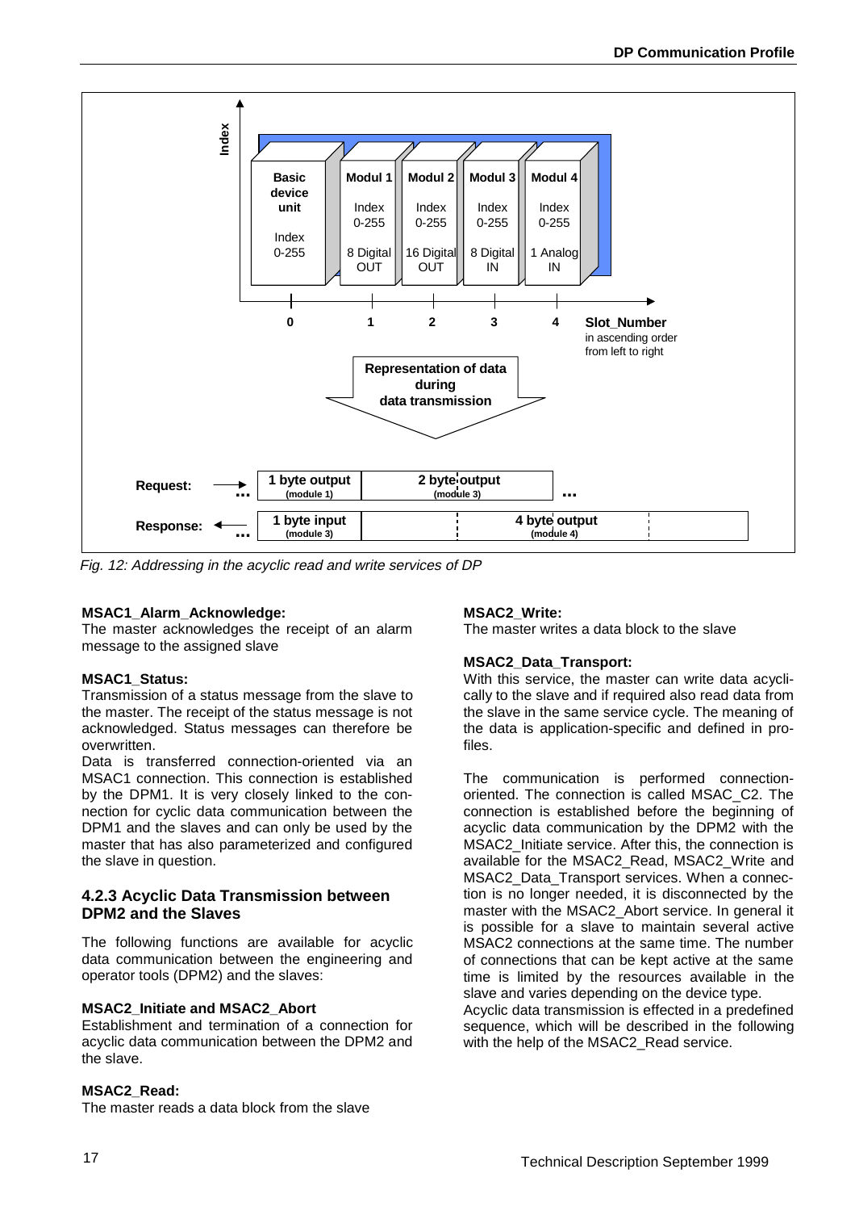Index

Basic device unit
Index 0-255

Modul 1
Index 0-255
8 Digital OUT

Modul 2
Index 0-255
16 Digital OUT

Modul 3
Index 0-255
8 Digital IN

Modul 4
Index 0-255
1 Analog IN

0 1 2 3 4

**Slot_Number**
in ascending order from left to right

**Representation of data during data transmission**

**Request:** ... **1 byte output** (module 1) **2 byte output** (module 3) ...

**Response:** ... **1 byte input** (module 3) **4 byte output** (module 4)

*Fig. 12: Addressing in the acyclic read and write services of DP*

**MSAC1_Alarm_Acknowledge:**
The master acknowledges the receipt of an alarm message to the assigned slave

**MSAC1_Status:**
Transmission of a status message from the slave to the master. The receipt of the status message is not acknowledged. Status messages can therefore be overwritten.
Data is transferred connection-oriented via an MSAC1 connection. This connection is established by the DPM1. It is very closely linked to the connection for cyclic data communication between the DPM1 and the slaves and can only be used by the master that has also parameterized and configured the slave in question.

### 4.2.3 Acyclic Data Transmission between DPM2 and the Slaves

The following functions are available for acyclic data communication between the engineering and operator tools (DPM2) and the slaves:

**MSAC2_Initiate and MSAC2_Abort**
Establishment and termination of a connection for acyclic data communication between the DPM2 and the slave.

**MSAC2_Read:**
The master reads a data block from the slave

**MSAC2_Write:**
The master writes a data block to the slave

**MSAC2_Data_Transport:**
With this service, the master can write data acyclically to the slave and if required also read data from the slave in the same service cycle. The meaning of the data is application-specific and defined in profiles.

The communication is performed connection-oriented. The connection is called MSAC_C2. The connection is established before the beginning of acyclic data communication by the DPM2 with the MSAC2_Initiate service. After this, the connection is available for the MSAC2_Read, MSAC2_Write and MSAC2_Data_Transport services. When a connection is no longer needed, it is disconnected by the master with the MSAC2_Abort service. In general it is possible for a slave to maintain several active MSAC2 connections at the same time. The number of connections that can be kept active at the same time is limited by the resources available in the slave and varies depending on the device type.
Acyclic data transmission is effected in a predefined sequence, which will be described in the following with the help of the MSAC2_Read service.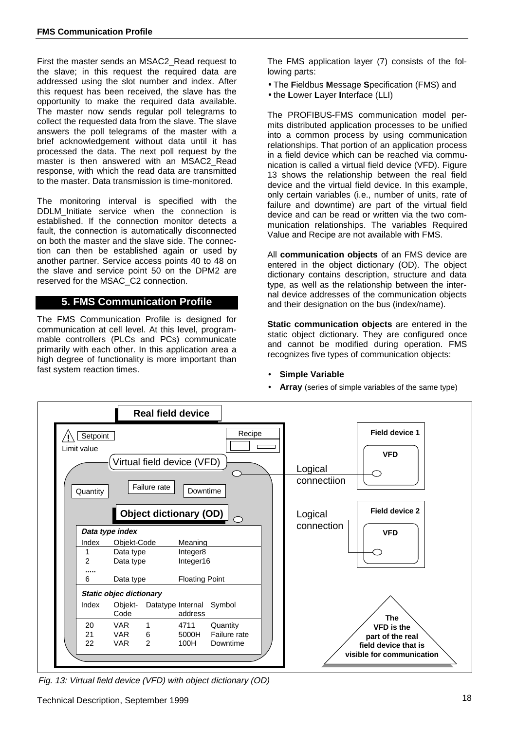First the master sends an MSAC2_Read request to the slave; in this request the required data are addressed using the slot number and index. After this request has been received, the slave has the opportunity to make the required data available. The master now sends regular poll telegrams to collect the requested data from the slave. The slave answers the poll telegrams of the master with a brief acknowledgement without data until it has processed the data. The next poll request by the master is then answered with an MSAC2_Read response, with which the read data are transmitted to the master. Data transmission is time-monitored.

The monitoring interval is specified with the DDLM_Initiate service when the connection is established. If the connection monitor detects a fault, the connection is automatically disconnected on both the master and the slave side. The connection can then be established again or used by another partner. Service access points 40 to 48 on the slave and service point 50 on the DPM2 are reserved for the MSAC_C2 connection.

## 5. FMS Communication Profile

The FMS Communication Profile is designed for communication at cell level. At this level, programmable controllers (PLCs and PCs) communicate primarily with each other. In this application area a high degree of functionality is more important than fast system reaction times.

The FMS application layer (7) consists of the following parts:

- The **F**ieldbus **M**essage **S**pecification (FMS) and
- the **L**ower **L**ayer **I**nterface (LLI)

The PROFIBUS-FMS communication model permits distributed application processes to be unified into a common process by using communication relationships. That portion of an application process in a field device which can be reached via communication is called a virtual field device (VFD). Figure 13 shows the relationship between the real field device and the virtual field device. In this example, only certain variables (i.e., number of units, rate of failure and downtime) are part of the virtual field device and can be read or written via the two communication relationships. The variables Required Value and Recipe are not available with FMS.

All **communication objects** of an FMS device are entered in the object dictionary (OD). The object dictionary contains description, structure and data type, as well as the relationship between the internal device addresses of the communication objects and their designation on the bus (index/name).

**Static communication objects** are entered in the static object dictionary. They are configured once and cannot be modified during operation. FMS recognizes five types of communication objects:

- **Simple Variable**
- **Array** (series of simple variables of the same type)

Real field device

Setpoint

Limit value

Recipe

Virtual field device (VFD)

Quantity

Failure rate

Downtime

Object dictionary (OD)

*Data type index*

| Index | Objekt-Code | Meaning |
|---|---|---|
| 1 | Data type | Integer8 |
| 2 | Data type | Integer16 |
| ..... | | |
| 6 | Data type | Floating Point |

*Static objec dictionary*

| Index | Objekt-Code | Datatype | Internal address | Symbol |
|---|---|---|---|---|
| 20 | VAR | 1 | 4711 | Quantity |
| 21 | VAR | 6 | 5000H | Failure rate |
| 22 | VAR | 2 | 100H | Downtime |

Logical connectiion

Logical connection

Field device 1

VFD

Field device 2

VFD

The VFD is the part of the real field device that is visible for communication

*Fig. 13: Virtual field device (VFD) with object dictionary (OD)*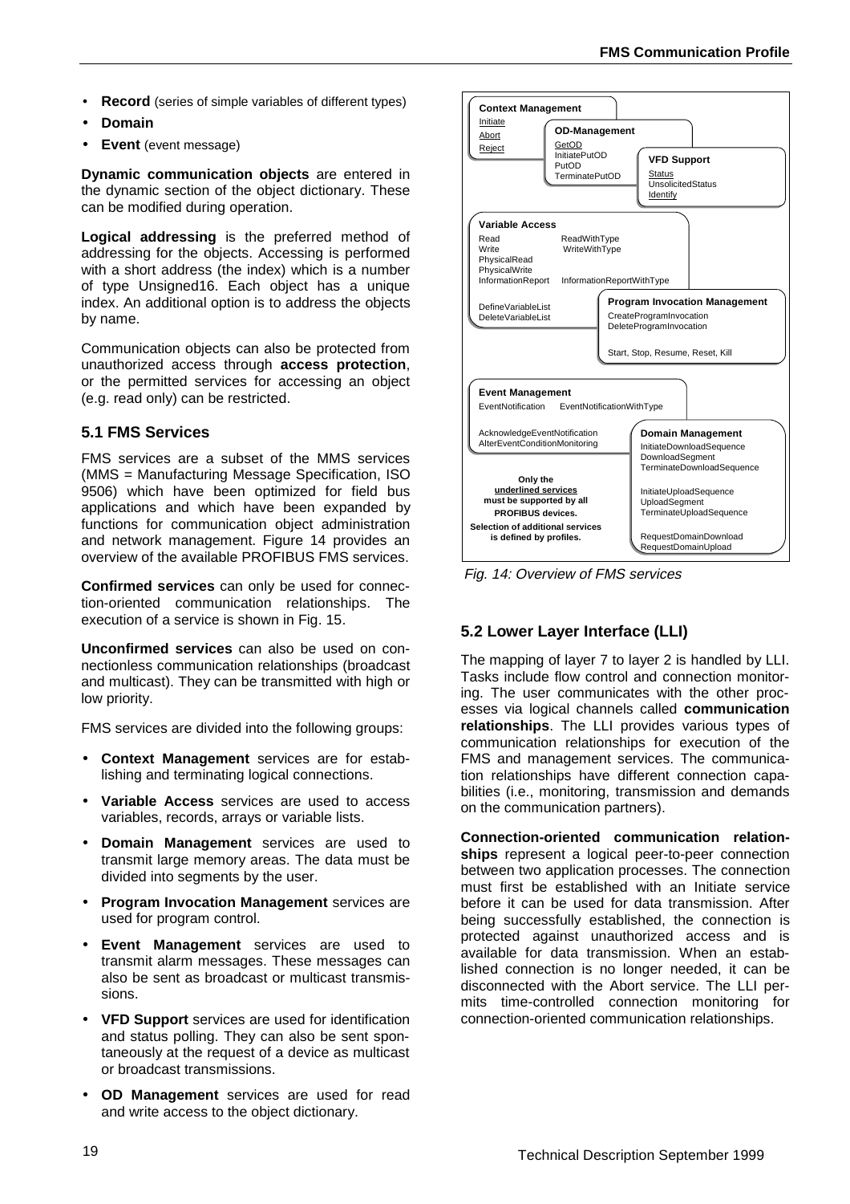- **Record** (series of simple variables of different types)
- **Domain**
- **Event** (event message)

**Dynamic communication objects** are entered in the dynamic section of the object dictionary. These can be modified during operation.

**Logical addressing** is the preferred method of addressing for the objects. Accessing is performed with a short address (the index) which is a number of type Unsigned16. Each object has a unique index. An additional option is to address the objects by name.

Communication objects can also be protected from unauthorized access through **access protection**, or the permitted services for accessing an object (e.g. read only) can be restricted.

## 5.1 FMS Services

FMS services are a subset of the MMS services (MMS = Manufacturing Message Specification, ISO 9506) which have been optimized for field bus applications and which have been expanded by functions for communication object administration and network management. Figure 14 provides an overview of the available PROFIBUS FMS services.

**Confirmed services** can only be used for connection-oriented communication relationships. The execution of a service is shown in Fig. 15.

**Unconfirmed services** can also be used on connectionless communication relationships (broadcast and multicast). They can be transmitted with high or low priority.

FMS services are divided into the following groups:

- **Context Management** services are for establishing and terminating logical connections.
- **Variable Access** services are used to access variables, records, arrays or variable lists.
- **Domain Management** services are used to transmit large memory areas. The data must be divided into segments by the user.
- **Program Invocation Management** services are used for program control.
- **Event Management** services are used to transmit alarm messages. These messages can also be sent as broadcast or multicast transmissions.
- **VFD Support** services are used for identification and status polling. They can also be sent spontaneously at the request of a device as multicast or broadcast transmissions.
- **OD Management** services are used for read and write access to the object dictionary.

**Context Management**
Initiate
Abort
Reject

**OD-Management**
GetOD
InitiatePutOD
PutOD
TerminatePutOD

**VFD Support**
Status
UnsolicitedStatus
Identify

**Variable Access**
Read, ReadWithType
Write, WriteWithType
PhysicalRead
PhysicalWrite
InformationReport, InformationReportWithType
DefineVariableList
DeleteVariableList

**Program Invocation Management**
CreateProgramInvocation
DeleteProgramInvocation
Start, Stop, Resume, Reset, Kill

**Event Management**
EventNotification, EventNotificationWithType
AcknowledgeEventNotification
AlterEventConditionMonitoring

**Domain Management**
InitiateDownloadSequence
DownloadSegment
TerminateDownloadSequence
InitiateUploadSequence
UploadSegment
TerminateUploadSequence
RequestDomainDownload
RequestDomainUpload

**Only the underlined services must be supported by all PROFIBUS devices.**
**Selection of additional services is defined by profiles.**

*Fig. 14: Overview of FMS services*

## 5.2 Lower Layer Interface (LLI)

The mapping of layer 7 to layer 2 is handled by LLI. Tasks include flow control and connection monitoring. The user communicates with the other processes via logical channels called **communication relationships**. The LLI provides various types of communication relationships for execution of the FMS and management services. The communication relationships have different connection capabilities (i.e., monitoring, transmission and demands on the communication partners).

**Connection-oriented communication relationships** represent a logical peer-to-peer connection between two application processes. The connection must first be established with an Initiate service before it can be used for data transmission. After being successfully established, the connection is protected against unauthorized access and is available for data transmission. When an established connection is no longer needed, it can be disconnected with the Abort service. The LLI permits time-controlled connection monitoring for connection-oriented communication relationships.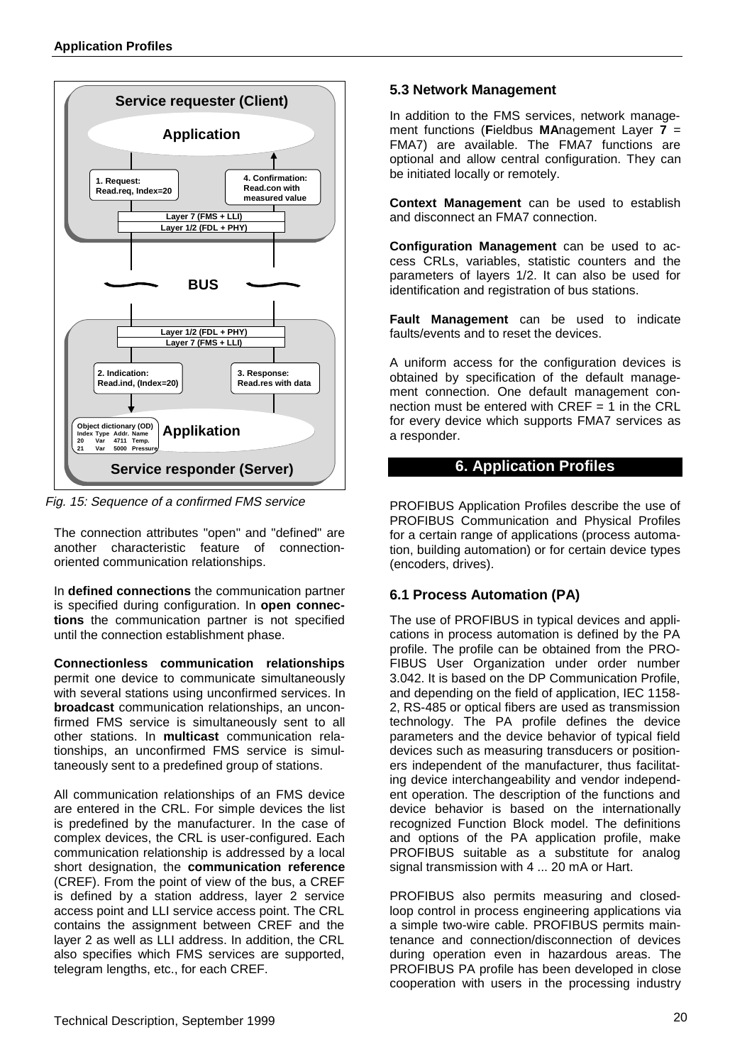Service requester (Client)

Application

1. Request: Read.req, Index=20

4. Confirmation: Read.con with measured value

Layer 7 (FMS + LLI)

Layer 1/2 (FDL + PHY)

BUS

Layer 1/2 (FDL + PHY)

Layer 7 (FMS + LLI)

2. Indication: Read.ind, (Index=20)

3. Response: Read.res with data

Object dictionary (OD)

| Index | Type | Addr. | Name |
| --- | --- | --- | --- |
| 20 | Var | 4711 | Temp. |
| 21 | Var | 5000 | Pressure |

Applikation

Service responder (Server)

*Fig. 15: Sequence of a confirmed FMS service*

The connection attributes "open" and "defined" are another characteristic feature of connection-oriented communication relationships.

In **defined connections** the communication partner is specified during configuration. In **open connections** the communication partner is not specified until the connection establishment phase.

**Connectionless communication relationships** permit one device to communicate simultaneously with several stations using unconfirmed services. In **broadcast** communication relationships, an unconfirmed FMS service is simultaneously sent to all other stations. In **multicast** communication relationships, an unconfirmed FMS service is simultaneously sent to a predefined group of stations.

All communication relationships of an FMS device are entered in the CRL. For simple devices the list is predefined by the manufacturer. In the case of complex devices, the CRL is user-configured. Each communication relationship is addressed by a local short designation, the **communication reference** (CREF). From the point of view of the bus, a CREF is defined by a station address, layer 2 service access point and LLI service access point. The CRL contains the assignment between CREF and the layer 2 as well as LLI address. In addition, the CRL also specifies which FMS services are supported, telegram lengths, etc., for each CREF.

### 5.3 Network Management

In addition to the FMS services, network management functions (**F**ieldbus **MA**nagement Layer **7** = FMA7) are available. The FMA7 functions are optional and allow central configuration. They can be initiated locally or remotely.

**Context Management** can be used to establish and disconnect an FMA7 connection.

**Configuration Management** can be used to access CRLs, variables, statistic counters and the parameters of layers 1/2. It can also be used for identification and registration of bus stations.

**Fault Management** can be used to indicate faults/events and to reset the devices.

A uniform access for the configuration devices is obtained by specification of the default management connection. One default management connection must be entered with CREF = 1 in the CRL for every device which supports FMA7 services as a responder.

## 6. Application Profiles

PROFIBUS Application Profiles describe the use of PROFIBUS Communication and Physical Profiles for a certain range of applications (process automation, building automation) or for certain device types (encoders, drives).

### 6.1 Process Automation (PA)

The use of PROFIBUS in typical devices and applications in process automation is defined by the PA profile. The profile can be obtained from the PROFIBUS User Organization under order number 3.042. It is based on the DP Communication Profile, and depending on the field of application, IEC 1158-2, RS-485 or optical fibers are used as transmission technology. The PA profile defines the device parameters and the device behavior of typical field devices such as measuring transducers or positioners independent of the manufacturer, thus facilitating device interchangeability and vendor independent operation. The description of the functions and device behavior is based on the internationally recognized Function Block model. The definitions and options of the PA application profile, make PROFIBUS suitable as a substitute for analog signal transmission with 4 ... 20 mA or Hart.

PROFIBUS also permits measuring and closed-loop control in process engineering applications via a simple two-wire cable. PROFIBUS permits maintenance and connection/disconnection of devices during operation even in hazardous areas. The PROFIBUS PA profile has been developed in close cooperation with users in the processing industry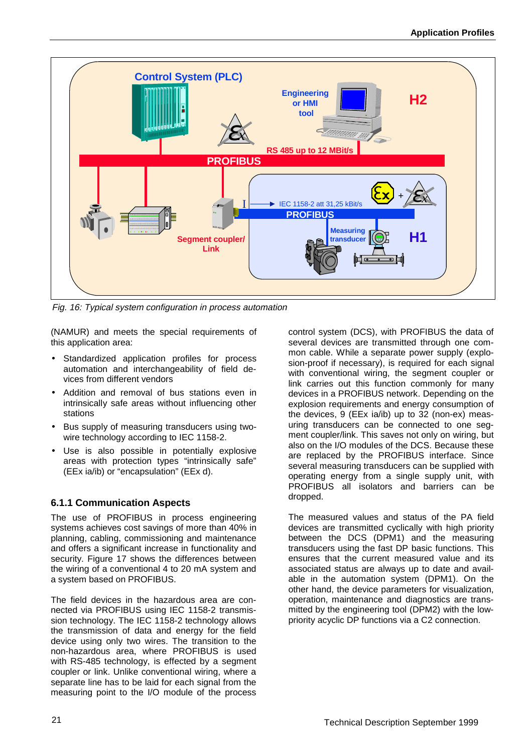Control System (PLC)

Engineering or HMI tool

H2

RS 485 up to 12 MBit/s

PROFIBUS

IEC 1158-2 att 31,25 kBit/s

PROFIBUS

Segment coupler/ Link

Measuring transducer

H1

*Fig. 16: Typical system configuration in process automation*

(NAMUR) and meets the special requirements of this application area:

- Standardized application profiles for process automation and interchangeability of field devices from different vendors
- Addition and removal of bus stations even in intrinsically safe areas without influencing other stations
- Bus supply of measuring transducers using two-wire technology according to IEC 1158-2.
- Use is also possible in potentially explosive areas with protection types "intrinsically safe" (EEx ia/ib) or "encapsulation" (EEx d).

### 6.1.1 Communication Aspects

The use of PROFIBUS in process engineering systems achieves cost savings of more than 40% in planning, cabling, commissioning and maintenance and offers a significant increase in functionality and security. Figure 17 shows the differences between the wiring of a conventional 4 to 20 mA system and a system based on PROFIBUS.

The field devices in the hazardous area are connected via PROFIBUS using IEC 1158-2 transmission technology. The IEC 1158-2 technology allows the transmission of data and energy for the field device using only two wires. The transition to the non-hazardous area, where PROFIBUS is used with RS-485 technology, is effected by a segment coupler or link. Unlike conventional wiring, where a separate line has to be laid for each signal from the measuring point to the I/O module of the process control system (DCS), with PROFIBUS the data of several devices are transmitted through one common cable. While a separate power supply (explosion-proof if necessary), is required for each signal with conventional wiring, the segment coupler or link carries out this function commonly for many devices in a PROFIBUS network. Depending on the explosion requirements and energy consumption of the devices, 9 (EEx ia/ib) up to 32 (non-ex) measuring transducers can be connected to one segment coupler/link. This saves not only on wiring, but also on the I/O modules of the DCS. Because these are replaced by the PROFIBUS interface. Since several measuring transducers can be supplied with operating energy from a single supply unit, with PROFIBUS all isolators and barriers can be dropped.

The measured values and status of the PA field devices are transmitted cyclically with high priority between the DCS (DPM1) and the measuring transducers using the fast DP basic functions. This ensures that the current measured value and its associated status are always up to date and available in the automation system (DPM1). On the other hand, the device parameters for visualization, operation, maintenance and diagnostics are transmitted by the engineering tool (DPM2) with the low-priority acyclic DP functions via a C2 connection.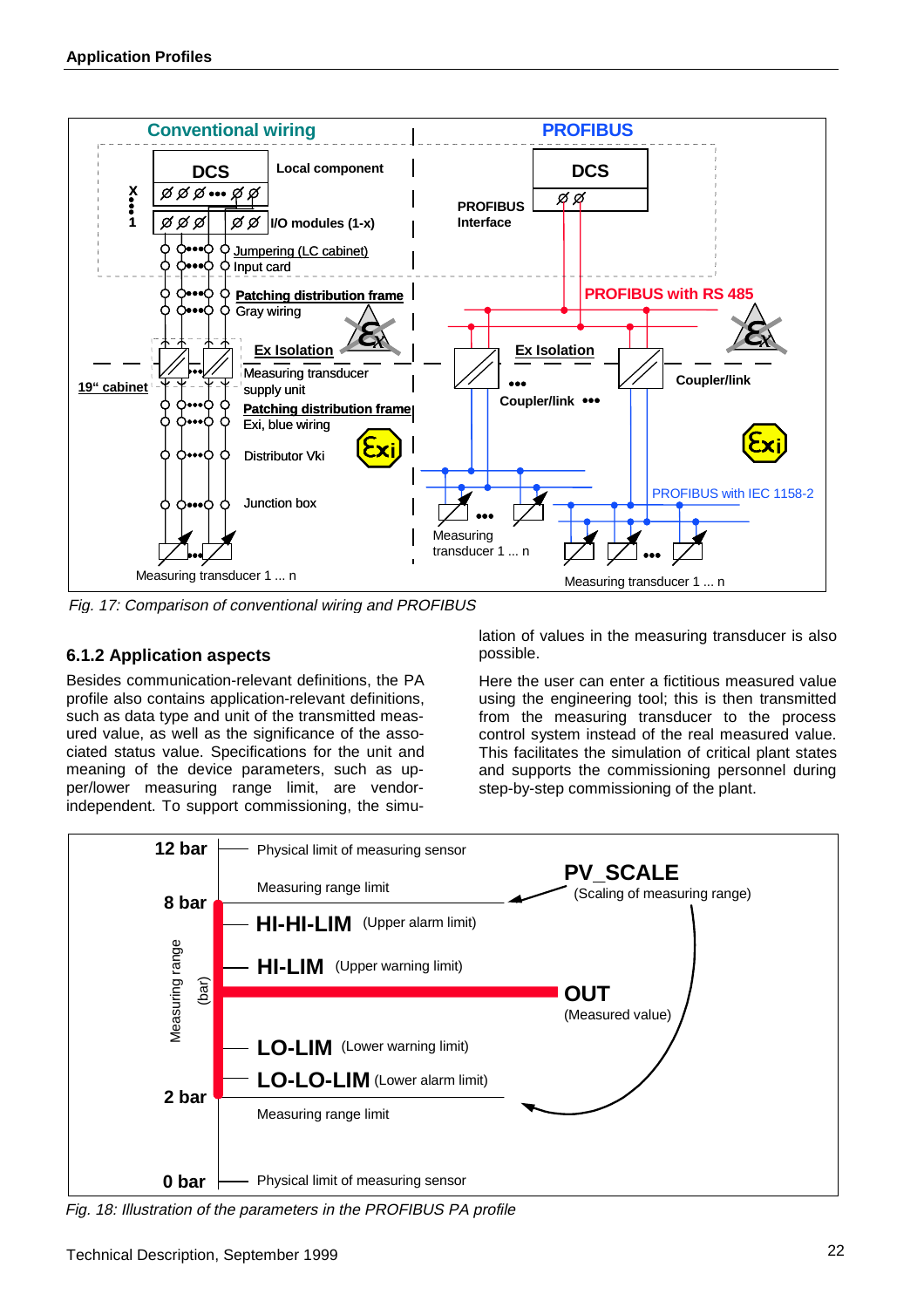Conventional wiring

PROFIBUS

DCS

Local component

x
1

I/O modules (1-x)

Jumpering (LC cabinet)
Input card

Patching distribution frame
Gray wiring

Ex Isolation

19" cabinet

Measuring transducer supply unit

Patching distribution frame
Exi, blue wiring

Distributor Vki

Junction box

Measuring transducer 1 ... n

DCS

PROFIBUS Interface

PROFIBUS with RS 485

Ex Isolation

Coupler/link

Coupler/link

PROFIBUS with IEC 1158-2

Measuring transducer 1 ... n

Measuring transducer 1 ... n

*Fig. 17: Comparison of conventional wiring and PROFIBUS*

### 6.1.2 Application aspects

Besides communication-relevant definitions, the PA profile also contains application-relevant definitions, such as data type and unit of the transmitted measured value, as well as the significance of the associated status value. Specifications for the unit and meaning of the device parameters, such as upper/lower measuring range limit, are vendor-independent. To support commissioning, the simulation of values in the measuring transducer is also possible.

Here the user can enter a fictitious measured value using the engineering tool; this is then transmitted from the measuring transducer to the process control system instead of the real measured value. This facilitates the simulation of critical plant states and supports the commissioning personnel during step-by-step commissioning of the plant.

12 bar — Physical limit of measuring sensor

Measuring range limit

PV_SCALE
(Scaling of measuring range)

8 bar

HI-HI-LIM (Upper alarm limit)

HI-LIM (Upper warning limit)

Measuring range (bar)

OUT
(Measured value)

LO-LIM (Lower warning limit)

LO-LO-LIM (Lower alarm limit)

2 bar

Measuring range limit

0 bar — Physical limit of measuring sensor

*Fig. 18: Illustration of the parameters in the PROFIBUS PA profile*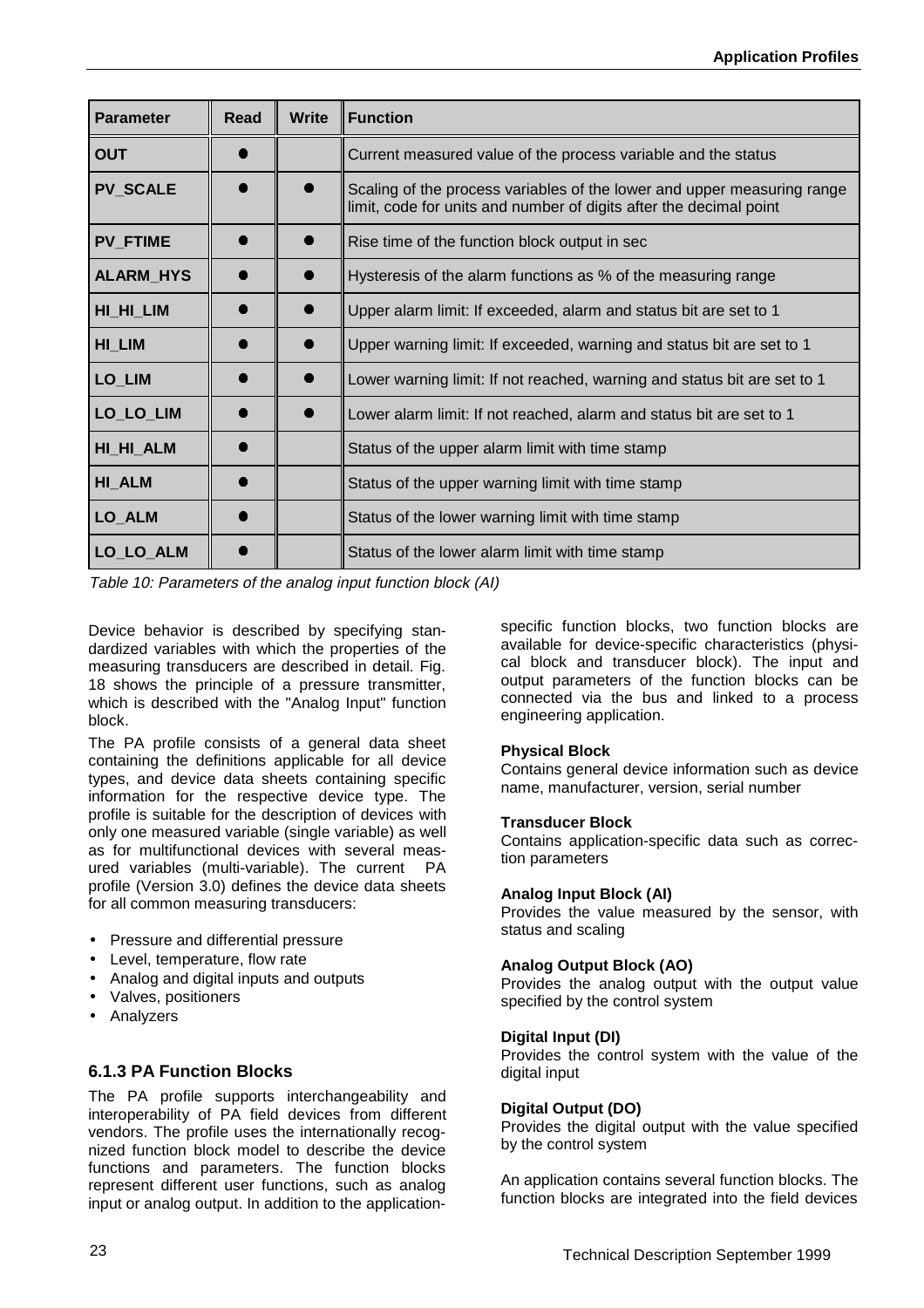| Parameter | Read | Write | Function |
|---|---|---|---|
| **OUT** | ● | | Current measured value of the process variable and the status |
| **PV_SCALE** | ● | ● | Scaling of the process variables of the lower and upper measuring range limit, code for units and number of digits after the decimal point |
| **PV_FTIME** | ● | ● | Rise time of the function block output in sec |
| **ALARM_HYS** | ● | ● | Hysteresis of the alarm functions as % of the measuring range |
| **HI_HI_LIM** | ● | ● | Upper alarm limit: If exceeded, alarm and status bit are set to 1 |
| **HI_LIM** | ● | ● | Upper warning limit: If exceeded, warning and status bit are set to 1 |
| **LO_LIM** | ● | ● | Lower warning limit: If not reached, warning and status bit are set to 1 |
| **LO_LO_LIM** | ● | ● | Lower alarm limit: If not reached, alarm and status bit are set to 1 |
| **HI_HI_ALM** | ● | | Status of the upper alarm limit with time stamp |
| **HI_ALM** | ● | | Status of the upper warning limit with time stamp |
| **LO_ALM** | ● | | Status of the lower warning limit with time stamp |
| **LO_LO_ALM** | ● | | Status of the lower alarm limit with time stamp |

*Table 10: Parameters of the analog input function block (AI)*

Device behavior is described by specifying standardized variables with which the properties of the measuring transducers are described in detail. Fig. 18 shows the principle of a pressure transmitter, which is described with the "Analog Input" function block.

The PA profile consists of a general data sheet containing the definitions applicable for all device types, and device data sheets containing specific information for the respective device type. The profile is suitable for the description of devices with only one measured variable (single variable) as well as for multifunctional devices with several measured variables (multi-variable). The current PA profile (Version 3.0) defines the device data sheets for all common measuring transducers:

- Pressure and differential pressure
- Level, temperature, flow rate
- Analog and digital inputs and outputs
- Valves, positioners
- Analyzers

### 6.1.3 PA Function Blocks

The PA profile supports interchangeability and interoperability of PA field devices from different vendors. The profile uses the internationally recognized function block model to describe the device functions and parameters. The function blocks represent different user functions, such as analog input or analog output. In addition to the application-specific function blocks, two function blocks are available for device-specific characteristics (physical block and transducer block). The input and output parameters of the function blocks can be connected via the bus and linked to a process engineering application.

**Physical Block**
Contains general device information such as device name, manufacturer, version, serial number

**Transducer Block**
Contains application-specific data such as correction parameters

**Analog Input Block (AI)**
Provides the value measured by the sensor, with status and scaling

**Analog Output Block (AO)**
Provides the analog output with the output value specified by the control system

**Digital Input (DI)**
Provides the control system with the value of the digital input

**Digital Output (DO)**
Provides the digital output with the value specified by the control system

An application contains several function blocks. The function blocks are integrated into the field devices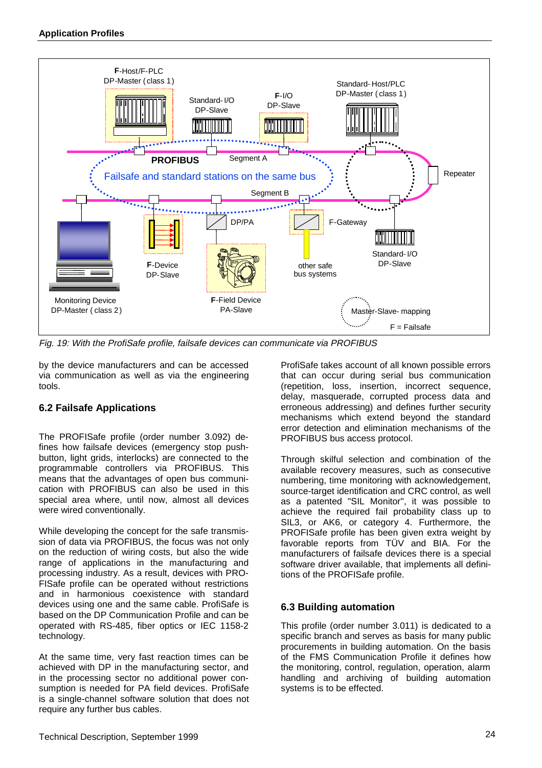F-Host/F-PLC
DP-Master (class 1)

Standard-I/O
DP-Slave

F-I/O
DP-Slave

Standard-Host/PLC
DP-Master (class 1)

PROFIBUS

Segment A

Failsafe and standard stations on the same bus

Repeater

Segment B

DP/PA

F-Gateway

Standard-I/O
DP-Slave

F-Device
DP-Slave

other safe
bus systems

Monitoring Device
DP-Master (class 2)

F-Field Device
PA-Slave

Master-Slave-mapping

F = Failsafe

*Fig. 19: With the ProfiSafe profile, failsafe devices can communicate via PROFIBUS*

by the device manufacturers and can be accessed via communication as well as via the engineering tools.

## 6.2 Failsafe Applications

The PROFISafe profile (order number 3.092) defines how failsafe devices (emergency stop push-button, light grids, interlocks) are connected to the programmable controllers via PROFIBUS. This means that the advantages of open bus communication with PROFIBUS can also be used in this special area where, until now, almost all devices were wired conventionally.

While developing the concept for the safe transmission of data via PROFIBUS, the focus was not only on the reduction of wiring costs, but also the wide range of applications in the manufacturing and processing industry. As a result, devices with PROFISafe profile can be operated without restrictions and in harmonious coexistence with standard devices using one and the same cable. ProfiSafe is based on the DP Communication Profile and can be operated with RS-485, fiber optics or IEC 1158-2 technology.

At the same time, very fast reaction times can be achieved with DP in the manufacturing sector, and in the processing sector no additional power consumption is needed for PA field devices. ProfiSafe is a single-channel software solution that does not require any further bus cables.

ProfiSafe takes account of all known possible errors that can occur during serial bus communication (repetition, loss, insertion, incorrect sequence, delay, masquerade, corrupted process data and erroneous addressing) and defines further security mechanisms which extend beyond the standard error detection and elimination mechanisms of the PROFIBUS bus access protocol.

Through skilful selection and combination of the available recovery measures, such as consecutive numbering, time monitoring with acknowledgement, source-target identification and CRC control, as well as a patented "SIL Monitor", it was possible to achieve the required fail probability class up to SIL3, or AK6, or category 4. Furthermore, the PROFISafe profile has been given extra weight by favorable reports from TÜV and BIA. For the manufacturers of failsafe devices there is a special software driver available, that implements all definitions of the PROFISafe profile.

## 6.3 Building automation

This profile (order number 3.011) is dedicated to a specific branch and serves as basis for many public procurements in building automation. On the basis of the FMS Communication Profile it defines how the monitoring, control, regulation, operation, alarm handling and archiving of building automation systems is to be effected.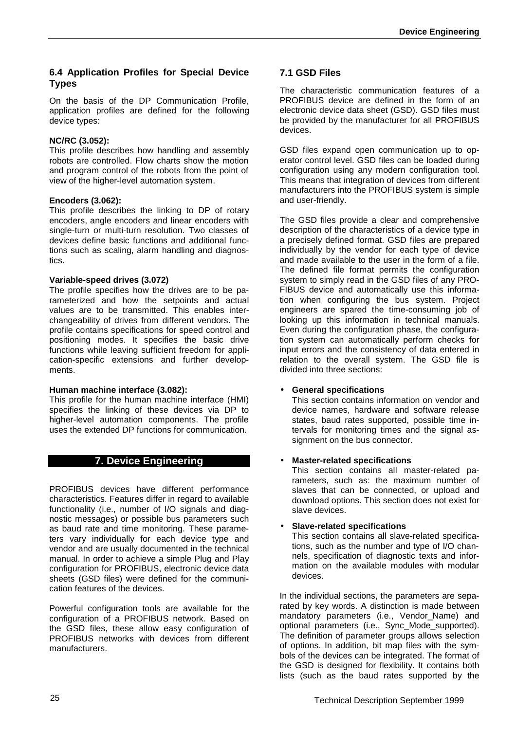## 6.4 Application Profiles for Special Device Types

On the basis of the DP Communication Profile, application profiles are defined for the following device types:

**NC/RC (3.052):**
This profile describes how handling and assembly robots are controlled. Flow charts show the motion and program control of the robots from the point of view of the higher-level automation system.

**Encoders (3.062):**
This profile describes the linking to DP of rotary encoders, angle encoders and linear encoders with single-turn or multi-turn resolution. Two classes of devices define basic functions and additional functions such as scaling, alarm handling and diagnostics.

**Variable-speed drives (3.072)**
The profile specifies how the drives are to be parameterized and how the setpoints and actual values are to be transmitted. This enables interchangeability of drives from different vendors. The profile contains specifications for speed control and positioning modes. It specifies the basic drive functions while leaving sufficient freedom for application-specific extensions and further developments.

**Human machine interface (3.082):**
This profile for the human machine interface (HMI) specifies the linking of these devices via DP to higher-level automation components. The profile uses the extended DP functions for communication.

# 7. Device Engineering

PROFIBUS devices have different performance characteristics. Features differ in regard to available functionality (i.e., number of I/O signals and diagnostic messages) or possible bus parameters such as baud rate and time monitoring. These parameters vary individually for each device type and vendor and are usually documented in the technical manual. In order to achieve a simple Plug and Play configuration for PROFIBUS, electronic device data sheets (GSD files) were defined for the communication features of the devices.

Powerful configuration tools are available for the configuration of a PROFIBUS network. Based on the GSD files, these allow easy configuration of PROFIBUS networks with devices from different manufacturers.

## 7.1 GSD Files

The characteristic communication features of a PROFIBUS device are defined in the form of an electronic device data sheet (GSD). GSD files must be provided by the manufacturer for all PROFIBUS devices.

GSD files expand open communication up to operator control level. GSD files can be loaded during configuration using any modern configuration tool. This means that integration of devices from different manufacturers into the PROFIBUS system is simple and user-friendly.

The GSD files provide a clear and comprehensive description of the characteristics of a device type in a precisely defined format. GSD files are prepared individually by the vendor for each type of device and made available to the user in the form of a file. The defined file format permits the configuration system to simply read in the GSD files of any PROFIBUS device and automatically use this information when configuring the bus system. Project engineers are spared the time-consuming job of looking up this information in technical manuals. Even during the configuration phase, the configuration system can automatically perform checks for input errors and the consistency of data entered in relation to the overall system. The GSD file is divided into three sections:

- **General specifications**
  This section contains information on vendor and device names, hardware and software release states, baud rates supported, possible time intervals for monitoring times and the signal assignment on the bus connector.
- **Master-related specifications**
  This section contains all master-related parameters, such as: the maximum number of slaves that can be connected, or upload and download options. This section does not exist for slave devices.
- **Slave-related specifications**
  This section contains all slave-related specifications, such as the number and type of I/O channels, specification of diagnostic texts and information on the available modules with modular devices.

In the individual sections, the parameters are separated by key words. A distinction is made between mandatory parameters (i.e., Vendor_Name) and optional parameters (i.e., Sync_Mode_supported). The definition of parameter groups allows selection of options. In addition, bit map files with the symbols of the devices can be integrated. The format of the GSD is designed for flexibility. It contains both lists (such as the baud rates supported by the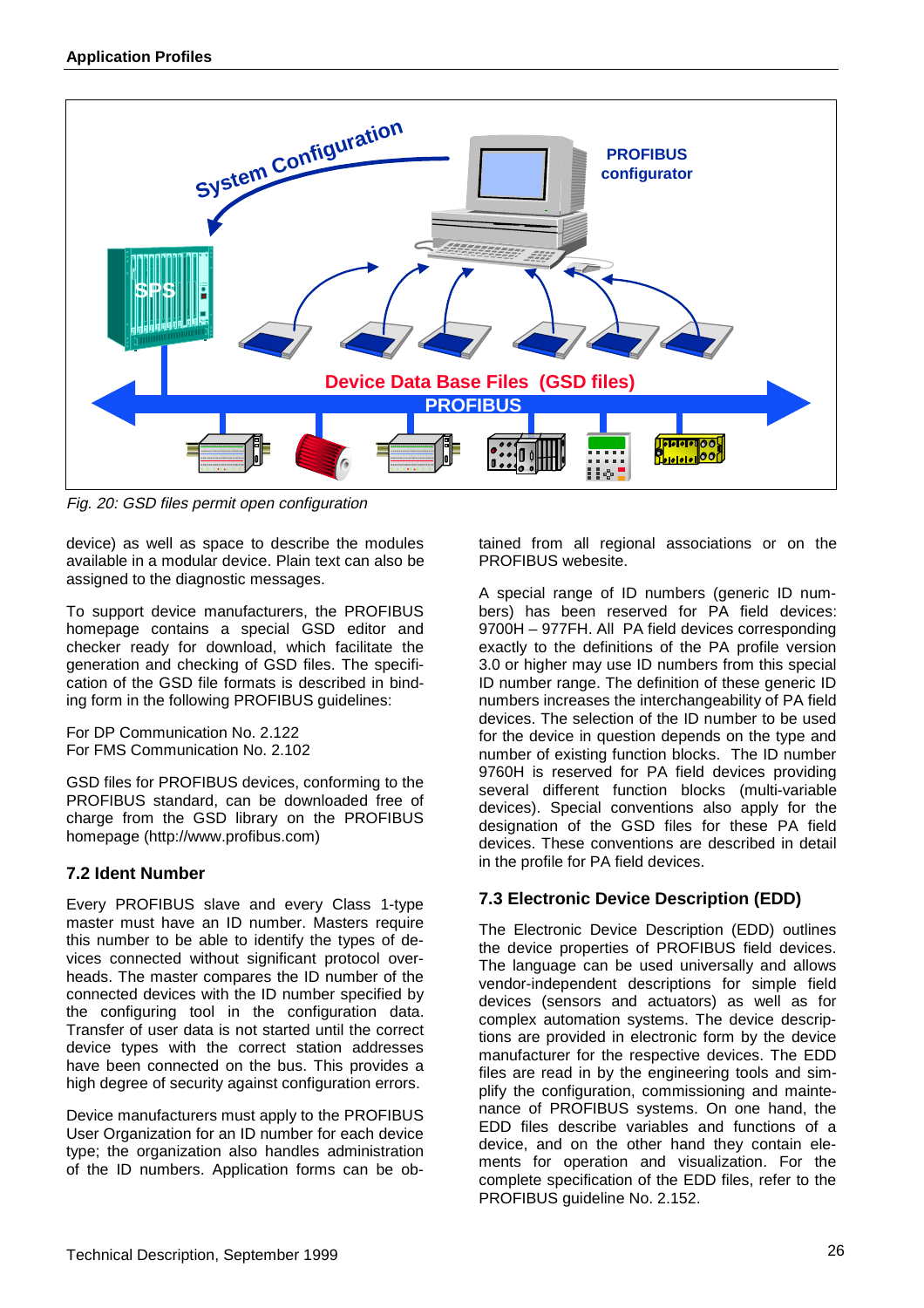Fig. 20: GSD files permit open configuration

device) as well as space to describe the modules available in a modular device. Plain text can also be assigned to the diagnostic messages.

To support device manufacturers, the PROFIBUS homepage contains a special GSD editor and checker ready for download, which facilitate the generation and checking of GSD files. The specification of the GSD file formats is described in binding form in the following PROFIBUS guidelines:

For DP Communication No. 2.122
For FMS Communication No. 2.102

GSD files for PROFIBUS devices, conforming to the PROFIBUS standard, can be downloaded free of charge from the GSD library on the PROFIBUS homepage (http://www.profibus.com)

### 7.2 Ident Number

Every PROFIBUS slave and every Class 1-type master must have an ID number. Masters require this number to be able to identify the types of devices connected without significant protocol overheads. The master compares the ID number of the connected devices with the ID number specified by the configuring tool in the configuration data. Transfer of user data is not started until the correct device types with the correct station addresses have been connected on the bus. This provides a high degree of security against configuration errors.

Device manufacturers must apply to the PROFIBUS User Organization for an ID number for each device type; the organization also handles administration of the ID numbers. Application forms can be obtained from all regional associations or on the PROFIBUS webesite.

A special range of ID numbers (generic ID numbers) has been reserved for PA field devices: 9700H – 977FH. All PA field devices corresponding exactly to the definitions of the PA profile version 3.0 or higher may use ID numbers from this special ID number range. The definition of these generic ID numbers increases the interchangeability of PA field devices. The selection of the ID number to be used for the device in question depends on the type and number of existing function blocks. The ID number 9760H is reserved for PA field devices providing several different function blocks (multi-variable devices). Special conventions also apply for the designation of the GSD files for these PA field devices. These conventions are described in detail in the profile for PA field devices.

### 7.3 Electronic Device Description (EDD)

The Electronic Device Description (EDD) outlines the device properties of PROFIBUS field devices. The language can be used universally and allows vendor-independent descriptions for simple field devices (sensors and actuators) as well as for complex automation systems. The device descriptions are provided in electronic form by the device manufacturer for the respective devices. The EDD files are read in by the engineering tools and simplify the configuration, commissioning and maintenance of PROFIBUS systems. On one hand, the EDD files describe variables and functions of a device, and on the other hand they contain elements for operation and visualization. For the complete specification of the EDD files, refer to the PROFIBUS guideline No. 2.152.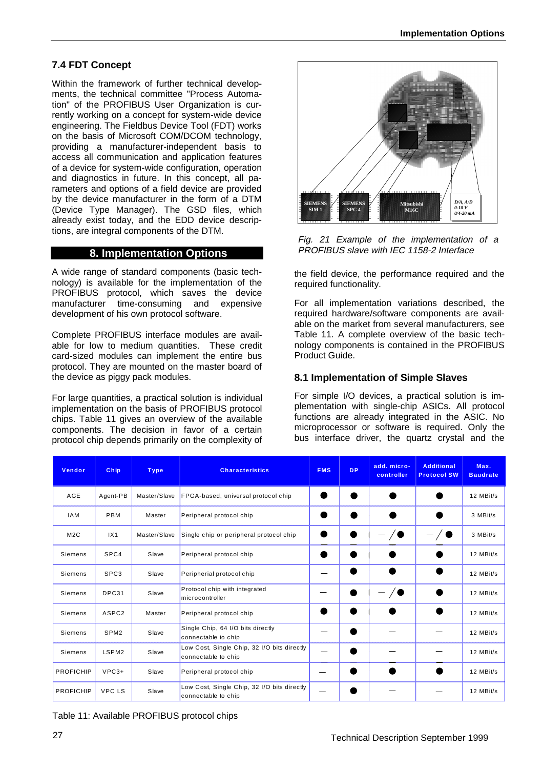## 7.4 FDT Concept

Within the framework of further technical developments, the technical committee "Process Automation" of the PROFIBUS User Organization is currently working on a concept for system-wide device engineering. The Fieldbus Device Tool (FDT) works on the basis of Microsoft COM/DCOM technology, providing a manufacturer-independent basis to access all communication and application features of a device for system-wide configuration, operation and diagnostics in future. In this concept, all parameters and options of a field device are provided by the device manufacturer in the form of a DTM (Device Type Manager). The GSD files, which already exist today, and the EDD device descriptions, are integral components of the DTM.

# 8. Implementation Options

A wide range of standard components (basic technology) is available for the implementation of the PROFIBUS protocol, which saves the device manufacturer time-consuming and expensive development of his own protocol software.

Complete PROFIBUS interface modules are available for low to medium quantities. These credit card-sized modules can implement the entire bus protocol. They are mounted on the master board of the device as piggy pack modules.

For large quantities, a practical solution is individual implementation on the basis of PROFIBUS protocol chips. Table 11 gives an overview of the available components. The decision in favor of a certain protocol chip depends primarily on the complexity of the field device, the performance required and the required functionality.

SIEMENS SIM 1

SIEMENS SPC 4

Mitsubishi M16C

D/A, A/D 0-10 V 0/4-20 mA

*Fig. 21 Example of the implementation of a PROFIBUS slave with IEC 1158-2 Interface*

For all implementation variations described, the required hardware/software components are available on the market from several manufacturers, see Table 11. A complete overview of the basic technology components is contained in the PROFIBUS Product Guide.

## 8.1 Implementation of Simple Slaves

For simple I/O devices, a practical solution is implementation with single-chip ASICs. All protocol functions are already integrated in the ASIC. No microprocessor or software is required. Only the bus interface driver, the quartz crystal and the

| Vendor | Chip | Type | Characteristics | FMS | DP | add. micro-controller | Additional Protocol SW | Max. Baudrate |
|---|---|---|---|---|---|---|---|---|
| AGE | Agent-PB | Master/Slave | FPGA-based, universal protocol chip | ● | ● | ● | ● | 12 MBit/s |
| IAM | PBM | Master | Peripheral protocol chip | ● | ● | ● | ● | 3 MBit/s |
| M2C | IX1 | Master/Slave | Single chip or peripheral protocol chip | ● | ● | — / ● | — / ● | 3 MBit/s |
| Siemens | SPC4 | Slave | Peripheral protocol chip | ● | ● | ● | ● | 12 MBit/s |
| Siemens | SPC3 | Slave | Peripherial protocol chip | — | ● | ● | ● | 12 MBit/s |
| Siemens | DPC31 | Slave | Protocol chip with integrated microcontroller | — | ● | — / ● | ● | 12 MBit/s |
| Siemens | ASPC2 | Master | Peripheral protocol chip | ● | ● | ● | ● | 12 MBit/s |
| Siemens | SPM2 | Slave | Single Chip, 64 I/O bits directly connectable to chip | — | ● | — | — | 12 MBit/s |
| Siemens | LSPM2 | Slave | Low Cost, Single Chip, 32 I/O bits directly connectable to chip | — | ● | — | — | 12 MBit/s |
| PROFICHIP | VPC3+ | Slave | Peripheral protocol chip | — | ● | ● | ● | 12 MBit/s |
| PROFICHIP | VPC LS | Slave | Low Cost, Single Chip, 32 I/O bits directly connectable to chip | — | ● | — | — | 12 MBit/s |

Table 11: Available PROFIBUS protocol chips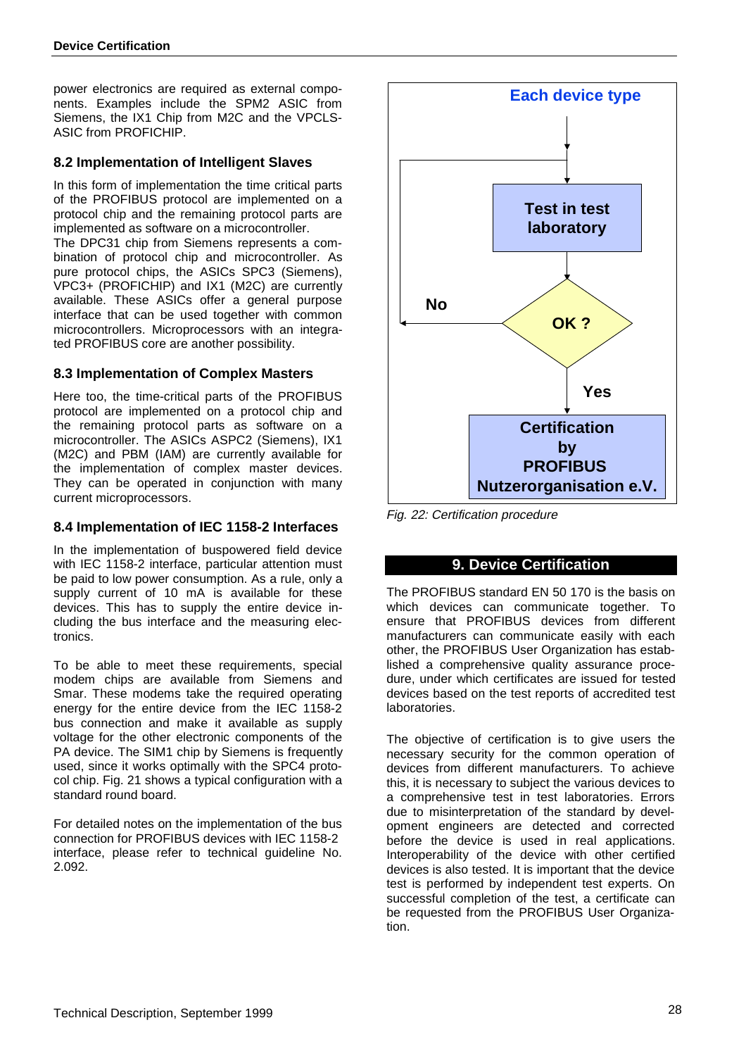power electronics are required as external components. Examples include the SPM2 ASIC from Siemens, the IX1 Chip from M2C and the VPCLS-ASIC from PROFICHIP.

### 8.2 Implementation of Intelligent Slaves

In this form of implementation the time critical parts of the PROFIBUS protocol are implemented on a protocol chip and the remaining protocol parts are implemented as software on a microcontroller.
The DPC31 chip from Siemens represents a combination of protocol chip and microcontroller. As pure protocol chips, the ASICs SPC3 (Siemens), VPC3+ (PROFICHIP) and IX1 (M2C) are currently available. These ASICs offer a general purpose interface that can be used together with common microcontrollers. Microprocessors with an integrated PROFIBUS core are another possibility.

### 8.3 Implementation of Complex Masters

Here too, the time-critical parts of the PROFIBUS protocol are implemented on a protocol chip and the remaining protocol parts as software on a microcontroller. The ASICs ASPC2 (Siemens), IX1 (M2C) and PBM (IAM) are currently available for the implementation of complex master devices. They can be operated in conjunction with many current microprocessors.

### 8.4 Implementation of IEC 1158-2 Interfaces

In the implementation of buspowered field device with IEC 1158-2 interface, particular attention must be paid to low power consumption. As a rule, only a supply current of 10 mA is available for these devices. This has to supply the entire device including the bus interface and the measuring electronics.

To be able to meet these requirements, special modem chips are available from Siemens and Smar. These modems take the required operating energy for the entire device from the IEC 1158-2 bus connection and make it available as supply voltage for the other electronic components of the PA device. The SIM1 chip by Siemens is frequently used, since it works optimally with the SPC4 protocol chip. Fig. 21 shows a typical configuration with a standard round board.

For detailed notes on the implementation of the bus connection for PROFIBUS devices with IEC 1158-2 interface, please refer to technical guideline No. 2.092.

Each device type

Test in test laboratory

OK ?

No

Yes

Certification by PROFIBUS Nutzerorganisation e.V.

*Fig. 22: Certification procedure*

## 9. Device Certification

The PROFIBUS standard EN 50 170 is the basis on which devices can communicate together. To ensure that PROFIBUS devices from different manufacturers can communicate easily with each other, the PROFIBUS User Organization has established a comprehensive quality assurance procedure, under which certificates are issued for tested devices based on the test reports of accredited test laboratories.

The objective of certification is to give users the necessary security for the common operation of devices from different manufacturers. To achieve this, it is necessary to subject the various devices to a comprehensive test in test laboratories. Errors due to misinterpretation of the standard by development engineers are detected and corrected before the device is used in real applications. Interoperability of the device with other certified devices is also tested. It is important that the device test is performed by independent test experts. On successful completion of the test, a certificate can be requested from the PROFIBUS User Organization.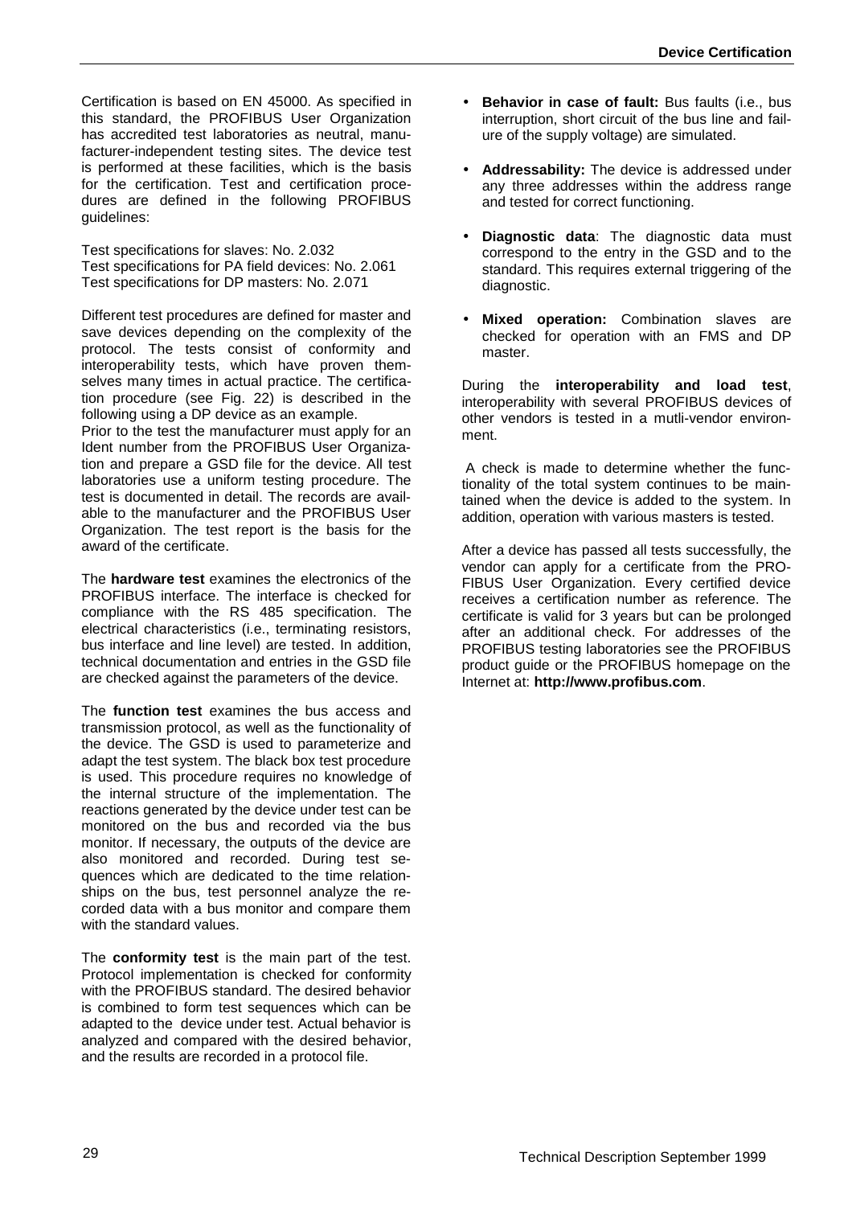Certification is based on EN 45000. As specified in this standard, the PROFIBUS User Organization has accredited test laboratories as neutral, manufacturer-independent testing sites. The device test is performed at these facilities, which is the basis for the certification. Test and certification procedures are defined in the following PROFIBUS guidelines:

Test specifications for slaves: No. 2.032
Test specifications for PA field devices: No. 2.061
Test specifications for DP masters: No. 2.071

Different test procedures are defined for master and save devices depending on the complexity of the protocol. The tests consist of conformity and interoperability tests, which have proven themselves many times in actual practice. The certification procedure (see Fig. 22) is described in the following using a DP device as an example.
Prior to the test the manufacturer must apply for an Ident number from the PROFIBUS User Organization and prepare a GSD file for the device. All test laboratories use a uniform testing procedure. The test is documented in detail. The records are available to the manufacturer and the PROFIBUS User Organization. The test report is the basis for the award of the certificate.

The **hardware test** examines the electronics of the PROFIBUS interface. The interface is checked for compliance with the RS 485 specification. The electrical characteristics (i.e., terminating resistors, bus interface and line level) are tested. In addition, technical documentation and entries in the GSD file are checked against the parameters of the device.

The **function test** examines the bus access and transmission protocol, as well as the functionality of the device. The GSD is used to parameterize and adapt the test system. The black box test procedure is used. This procedure requires no knowledge of the internal structure of the implementation. The reactions generated by the device under test can be monitored on the bus and recorded via the bus monitor. If necessary, the outputs of the device are also monitored and recorded. During test sequences which are dedicated to the time relationships on the bus, test personnel analyze the recorded data with a bus monitor and compare them with the standard values.

The **conformity test** is the main part of the test. Protocol implementation is checked for conformity with the PROFIBUS standard. The desired behavior is combined to form test sequences which can be adapted to the device under test. Actual behavior is analyzed and compared with the desired behavior, and the results are recorded in a protocol file.

- **Behavior in case of fault:** Bus faults (i.e., bus interruption, short circuit of the bus line and failure of the supply voltage) are simulated.
- **Addressability:** The device is addressed under any three addresses within the address range and tested for correct functioning.
- **Diagnostic data**: The diagnostic data must correspond to the entry in the GSD and to the standard. This requires external triggering of the diagnostic.
- **Mixed operation:** Combination slaves are checked for operation with an FMS and DP master.

During the **interoperability and load test**, interoperability with several PROFIBUS devices of other vendors is tested in a mutli-vendor environment.

A check is made to determine whether the functionality of the total system continues to be maintained when the device is added to the system. In addition, operation with various masters is tested.

After a device has passed all tests successfully, the vendor can apply for a certificate from the PROFIBUS User Organization. Every certified device receives a certification number as reference. The certificate is valid for 3 years but can be prolonged after an additional check. For addresses of the PROFIBUS testing laboratories see the PROFIBUS product guide or the PROFIBUS homepage on the Internet at: **http://www.profibus.com**.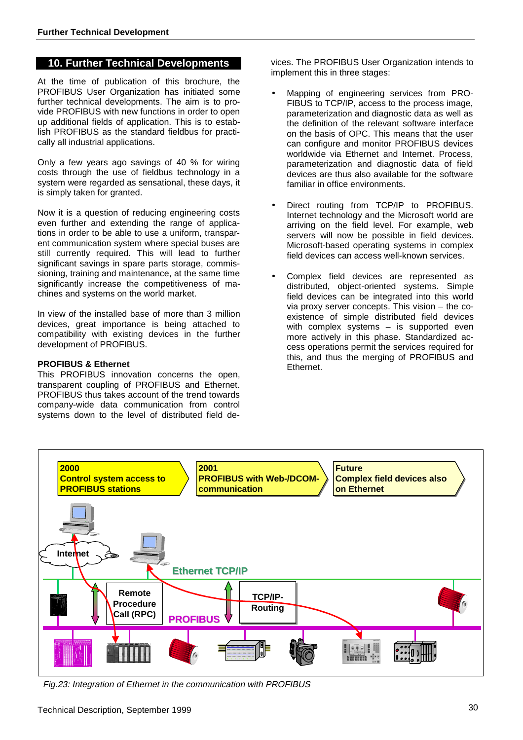## 10. Further Technical Developments

At the time of publication of this brochure, the PROFIBUS User Organization has initiated some further technical developments. The aim is to provide PROFIBUS with new functions in order to open up additional fields of application. This is to establish PROFIBUS as the standard fieldbus for practically all industrial applications.

Only a few years ago savings of 40 % for wiring costs through the use of fieldbus technology in a system were regarded as sensational, these days, it is simply taken for granted.

Now it is a question of reducing engineering costs even further and extending the range of applications in order to be able to use a uniform, transparent communication system where special buses are still currently required. This will lead to further significant savings in spare parts storage, commissioning, training and maintenance, at the same time significantly increase the competitiveness of machines and systems on the world market.

In view of the installed base of more than 3 million devices, great importance is being attached to compatibility with existing devices in the further development of PROFIBUS.

**PROFIBUS & Ethernet**

This PROFIBUS innovation concerns the open, transparent coupling of PROFIBUS and Ethernet. PROFIBUS thus takes account of the trend towards company-wide data communication from control systems down to the level of distributed field devices. The PROFIBUS User Organization intends to implement this in three stages:

- Mapping of engineering services from PROFIBUS to TCP/IP, access to the process image, parameterization and diagnostic data as well as the definition of the relevant software interface on the basis of OPC. This means that the user can configure and monitor PROFIBUS devices worldwide via Ethernet and Internet. Process, parameterization and diagnostic data of field devices are thus also available for the software familiar in office environments.

- Direct routing from TCP/IP to PROFIBUS. Internet technology and the Microsoft world are arriving on the field level. For example, web servers will now be possible in field devices. Microsoft-based operating systems in complex field devices can access well-known services.

- Complex field devices are represented as distributed, object-oriented systems. Simple field devices can be integrated into this world via proxy server concepts. This vision – the coexistence of simple distributed field devices with complex systems – is supported even more actively in this phase. Standardized access operations permit the services required for this, and thus the merging of PROFIBUS and Ethernet.

2000
Control system access to PROFIBUS stations

2001
PROFIBUS with Web-/DCOM-communication

Future
Complex field devices also on Ethernet

Internet
Ethernet TCP/IP
Remote Procedure Call (RPC)
TCP/IP-Routing
PROFIBUS

*Fig.23: Integration of Ethernet in the communication with PROFIBUS*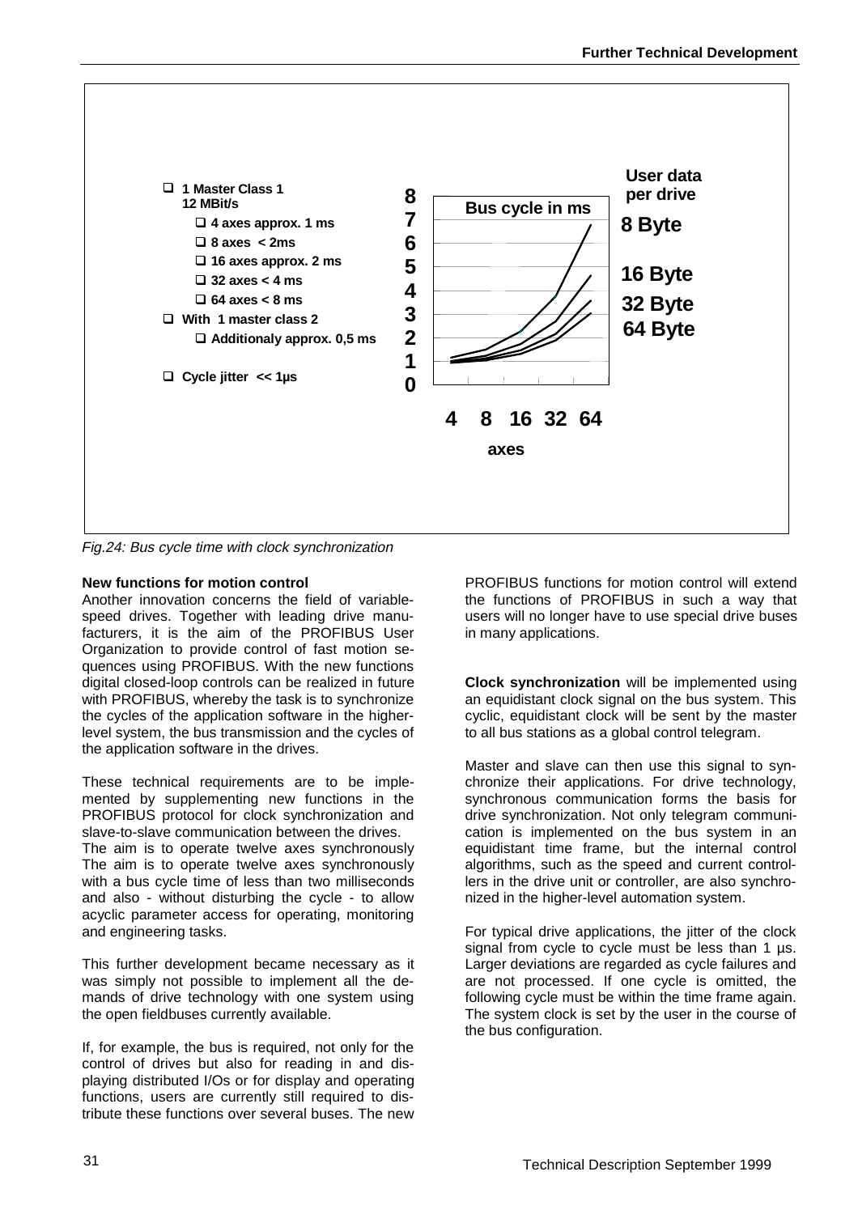- 1 Master Class 1 12 MBit/s
    - 4 axes approx. 1 ms
    - 8 axes < 2ms
    - 16 axes approx. 2 ms
    - 32 axes < 4 ms
    - 64 axes < 8 ms
- With 1 master class 2
    - Additionaly approx. 0,5 ms
- Cycle jitter << 1µs

Bus cycle in ms

8
7
6
5
4
3
2
1
0

4 8 16 32 64

axes

User data per drive

8 Byte

16 Byte

32 Byte

64 Byte

*Fig.24: Bus cycle time with clock synchronization*

**New functions for motion control**

Another innovation concerns the field of variable-speed drives. Together with leading drive manufacturers, it is the aim of the PROFIBUS User Organization to provide control of fast motion sequences using PROFIBUS. With the new functions digital closed-loop controls can be realized in future with PROFIBUS, whereby the task is to synchronize the cycles of the application software in the higher-level system, the bus transmission and the cycles of the application software in the drives.

These technical requirements are to be implemented by supplementing new functions in the PROFIBUS protocol for clock synchronization and slave-to-slave communication between the drives.
The aim is to operate twelve axes synchronously The aim is to operate twelve axes synchronously with a bus cycle time of less than two milliseconds and also - without disturbing the cycle - to allow acyclic parameter access for operating, monitoring and engineering tasks.

This further development became necessary as it was simply not possible to implement all the demands of drive technology with one system using the open fieldbuses currently available.

If, for example, the bus is required, not only for the control of drives but also for reading in and displaying distributed I/Os or for display and operating functions, users are currently still required to distribute these functions over several buses. The new PROFIBUS functions for motion control will extend the functions of PROFIBUS in such a way that users will no longer have to use special drive buses in many applications.

**Clock synchronization** will be implemented using an equidistant clock signal on the bus system. This cyclic, equidistant clock will be sent by the master to all bus stations as a global control telegram.

Master and slave can then use this signal to synchronize their applications. For drive technology, synchronous communication forms the basis for drive synchronization. Not only telegram communication is implemented on the bus system in an equidistant time frame, but the internal control algorithms, such as the speed and current controllers in the drive unit or controller, are also synchronized in the higher-level automation system.

For typical drive applications, the jitter of the clock signal from cycle to cycle must be less than 1 µs. Larger deviations are regarded as cycle failures and are not processed. If one cycle is omitted, the following cycle must be within the time frame again. The system clock is set by the user in the course of the bus configuration.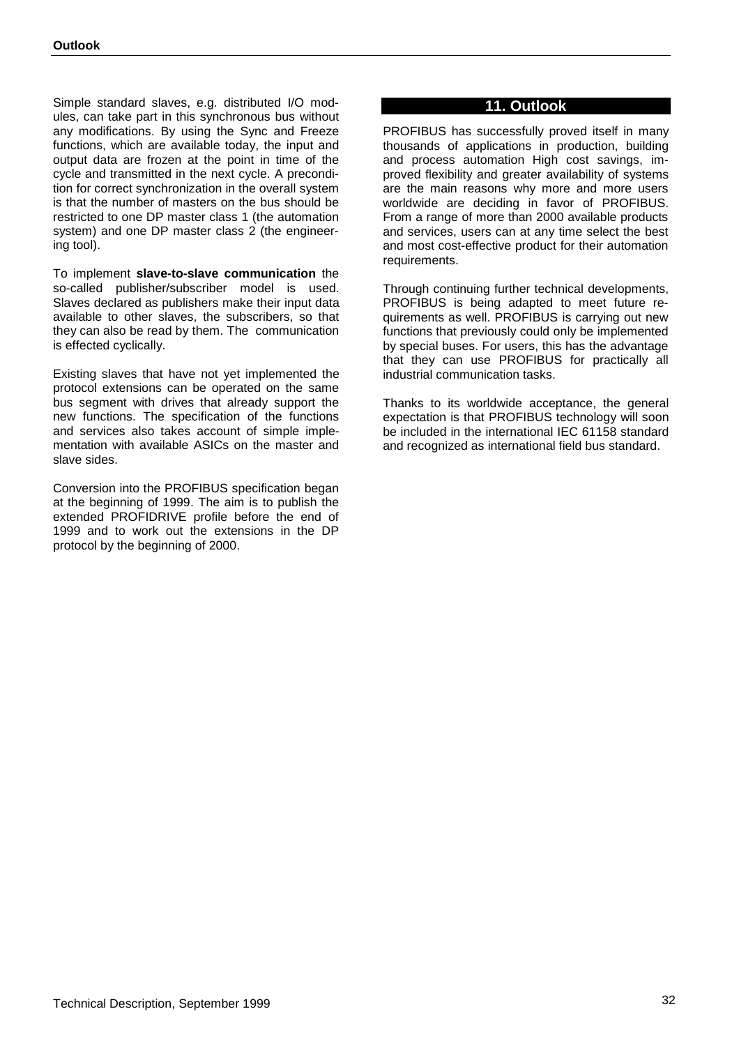Simple standard slaves, e.g. distributed I/O modules, can take part in this synchronous bus without any modifications. By using the Sync and Freeze functions, which are available today, the input and output data are frozen at the point in time of the cycle and transmitted in the next cycle. A precondition for correct synchronization in the overall system is that the number of masters on the bus should be restricted to one DP master class 1 (the automation system) and one DP master class 2 (the engineering tool).

To implement **slave-to-slave communication** the so-called publisher/subscriber model is used. Slaves declared as publishers make their input data available to other slaves, the subscribers, so that they can also be read by them. The communication is effected cyclically.

Existing slaves that have not yet implemented the protocol extensions can be operated on the same bus segment with drives that already support the new functions. The specification of the functions and services also takes account of simple implementation with available ASICs on the master and slave sides.

Conversion into the PROFIBUS specification began at the beginning of 1999. The aim is to publish the extended PROFIDRIVE profile before the end of 1999 and to work out the extensions in the DP protocol by the beginning of 2000.

## 11. Outlook

PROFIBUS has successfully proved itself in many thousands of applications in production, building and process automation High cost savings, improved flexibility and greater availability of systems are the main reasons why more and more users worldwide are deciding in favor of PROFIBUS. From a range of more than 2000 available products and services, users can at any time select the best and most cost-effective product for their automation requirements.

Through continuing further technical developments, PROFIBUS is being adapted to meet future requirements as well. PROFIBUS is carrying out new functions that previously could only be implemented by special buses. For users, this has the advantage that they can use PROFIBUS for practically all industrial communication tasks.

Thanks to its worldwide acceptance, the general expectation is that PROFIBUS technology will soon be included in the international IEC 61158 standard and recognized as international field bus standard.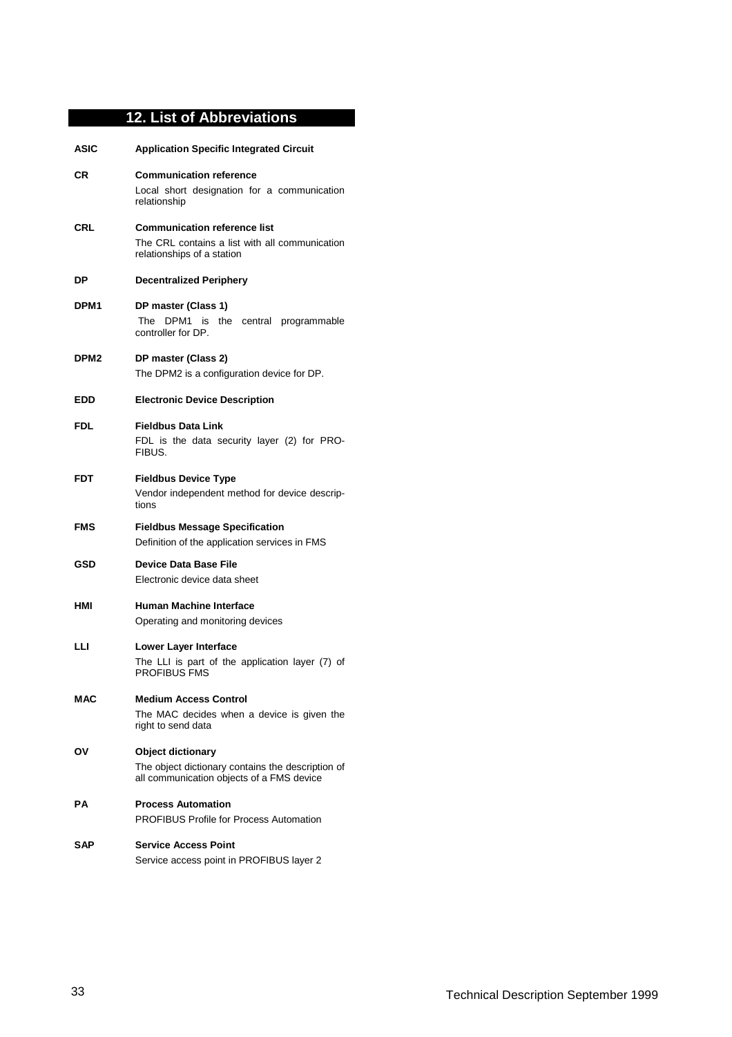## 12. List of Abbreviations

**ASIC** **Application Specific Integrated Circuit**

**CR** **Communication reference**
Local short designation for a communication relationship

**CRL** **Communication reference list**
The CRL contains a list with all communication relationships of a station

**DP** **Decentralized Periphery**

**DPM1** **DP master (Class 1)**
The DPM1 is the central programmable controller for DP.

**DPM2** **DP master (Class 2)**
The DPM2 is a configuration device for DP.

**EDD** **Electronic Device Description**

**FDL** **Fieldbus Data Link**
FDL is the data security layer (2) for PROFIBUS.

**FDT** **Fieldbus Device Type**
Vendor independent method for device descriptions

**FMS** **Fieldbus Message Specification**
Definition of the application services in FMS

**GSD** **Device Data Base File**
Electronic device data sheet

**HMI** **Human Machine Interface**
Operating and monitoring devices

**LLI** **Lower Layer Interface**
The LLI is part of the application layer (7) of PROFIBUS FMS

**MAC** **Medium Access Control**
The MAC decides when a device is given the right to send data

**OV** **Object dictionary**
The object dictionary contains the description of all communication objects of a FMS device

**PA** **Process Automation**
PROFIBUS Profile for Process Automation

**SAP** **Service Access Point**
Service access point in PROFIBUS layer 2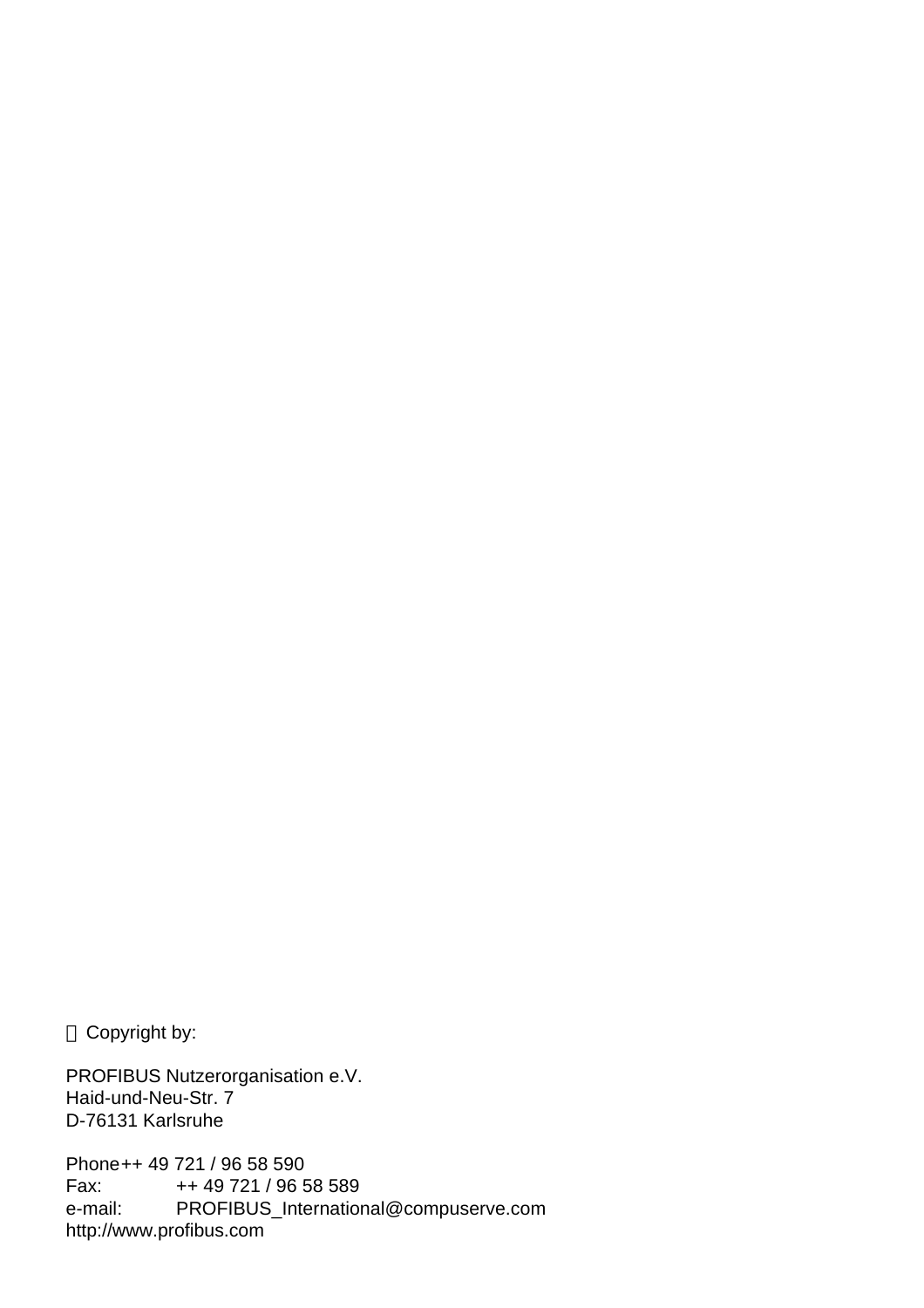Copyright by:

PROFIBUS Nutzerorganisation e.V.
Haid-und-Neu-Str. 7
D-76131 Karlsruhe

Phone++ 49 721 / 96 58 590
Fax: ++ 49 721 / 96 58 589
e-mail: PROFIBUS_International@compuserve.com
http://www.profibus.com